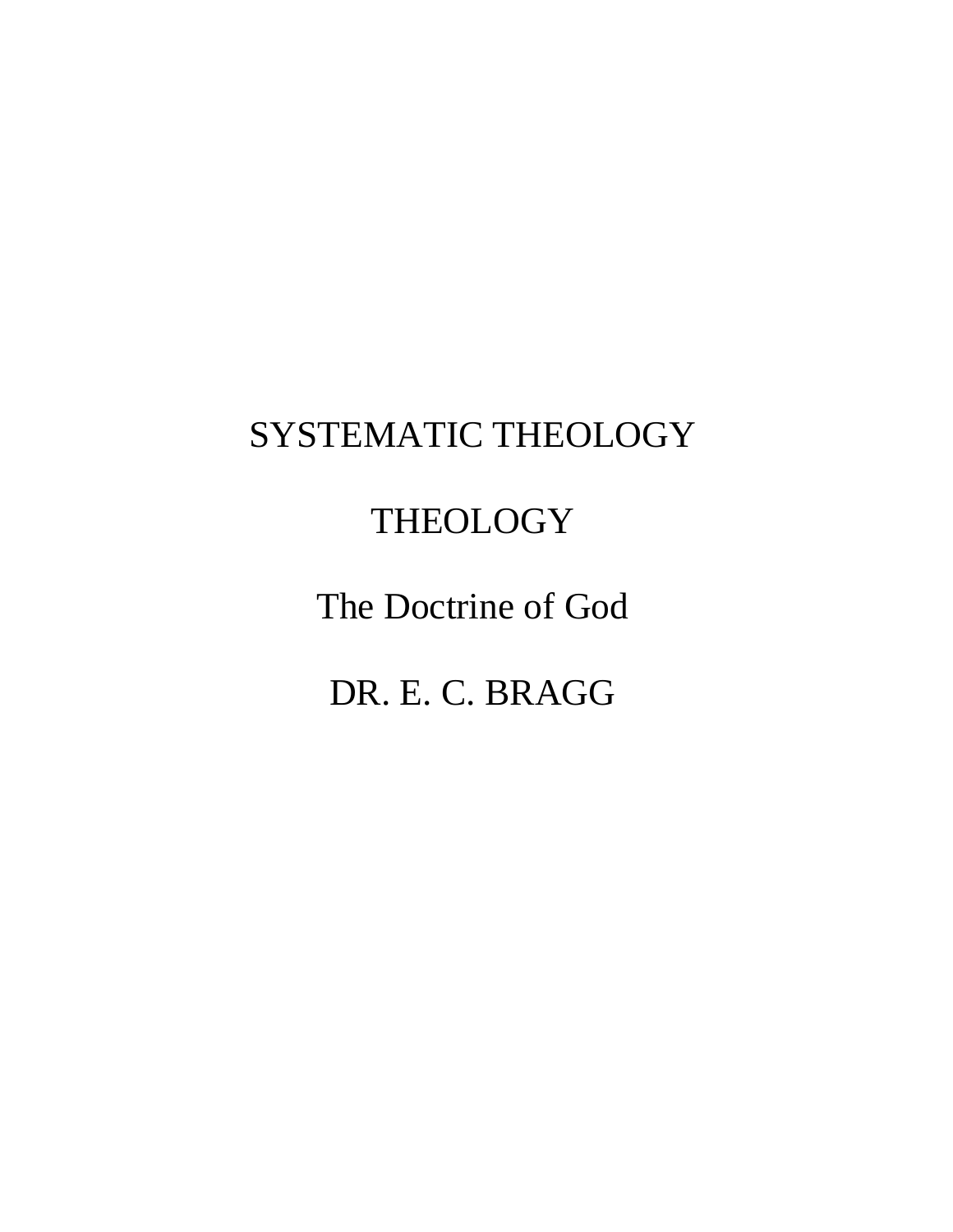# SYSTEMATIC THEOLOGY

## THEOLOGY

### The Doctrine of God

DR. E. C. BRAGG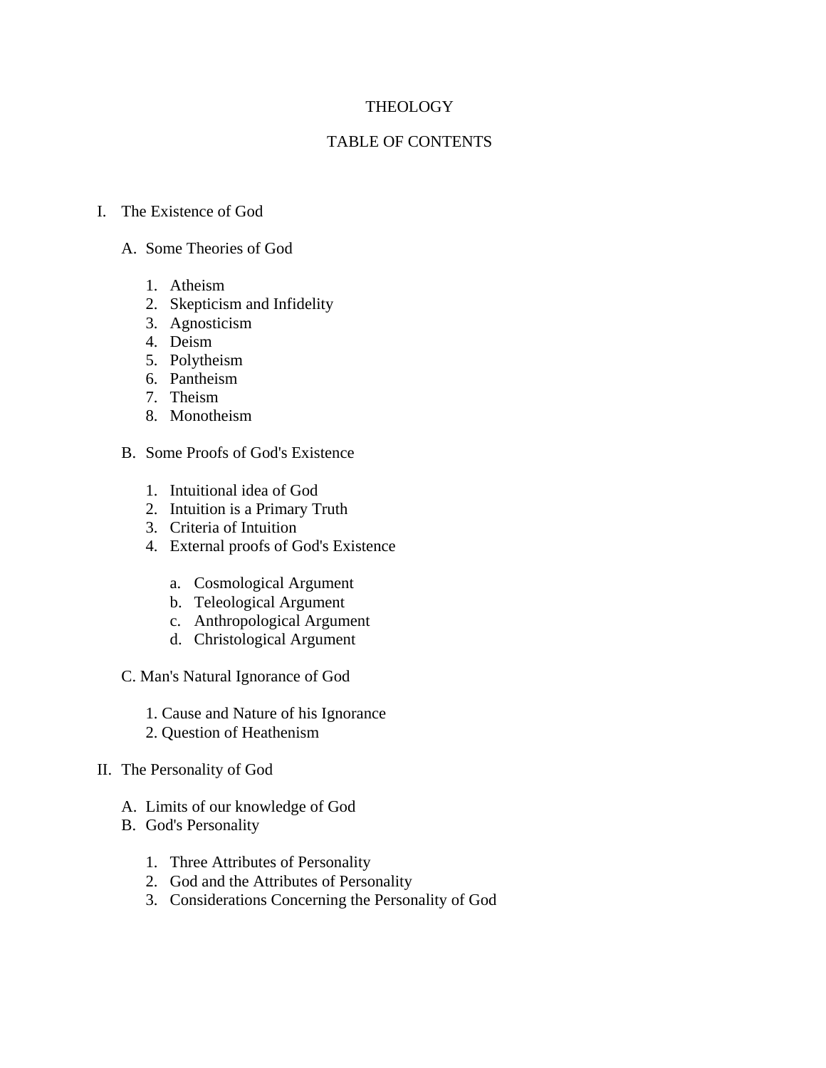# THEOLOGY

## TABLE OF CONTENTS

I. The Existence of God

   A. Some Theories of God

      1. Atheism
      2. Skepticism and Infidelity
      3. Agnosticism
      4. Deism
      5. Polytheism
      6. Pantheism
      7. Theism
      8. Monotheism

   B. Some Proofs of God's Existence

      1. Intuitional idea of God
      2. Intuition is a Primary Truth
      3. Criteria of Intuition
      4. External proofs of God's Existence

         a. Cosmological Argument
         b. Teleological Argument
         c. Anthropological Argument
         d. Christological Argument

   C. Man's Natural Ignorance of God

      1. Cause and Nature of his Ignorance
      2. Question of Heathenism

II. The Personality of God

   A. Limits of our knowledge of God
   B. God's Personality

      1. Three Attributes of Personality
      2. God and the Attributes of Personality
      3. Considerations Concerning the Personality of God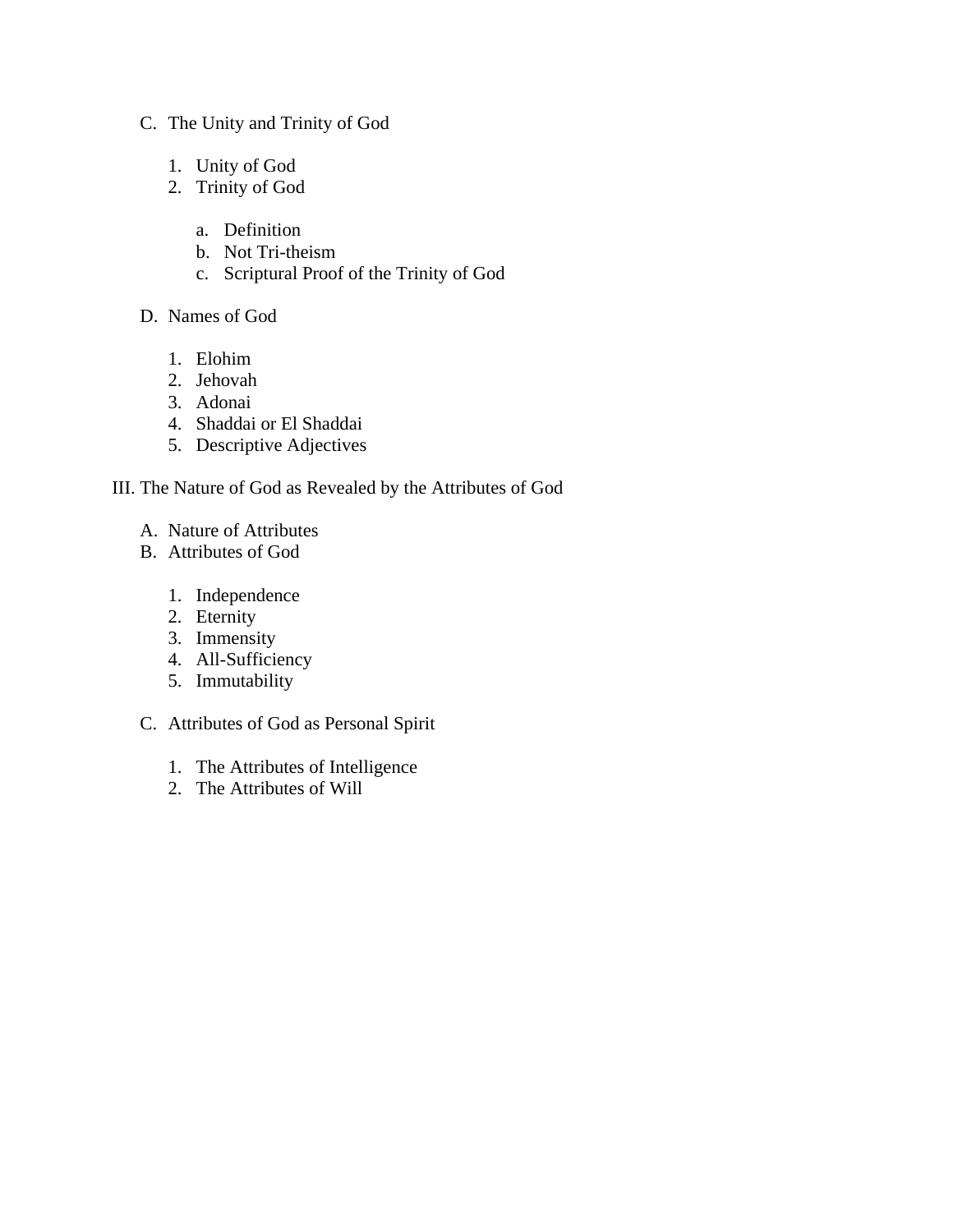C. The Unity and Trinity of God

1. Unity of God
2. Trinity of God

    a. Definition
    b. Not Tri-theism
    c. Scriptural Proof of the Trinity of God

D. Names of God

1. Elohim
2. Jehovah
3. Adonai
4. Shaddai or El Shaddai
5. Descriptive Adjectives

III. The Nature of God as Revealed by the Attributes of God

A. Nature of Attributes
B. Attributes of God

1. Independence
2. Eternity
3. Immensity
4. All-Sufficiency
5. Immutability

C. Attributes of God as Personal Spirit

1. The Attributes of Intelligence
2. The Attributes of Will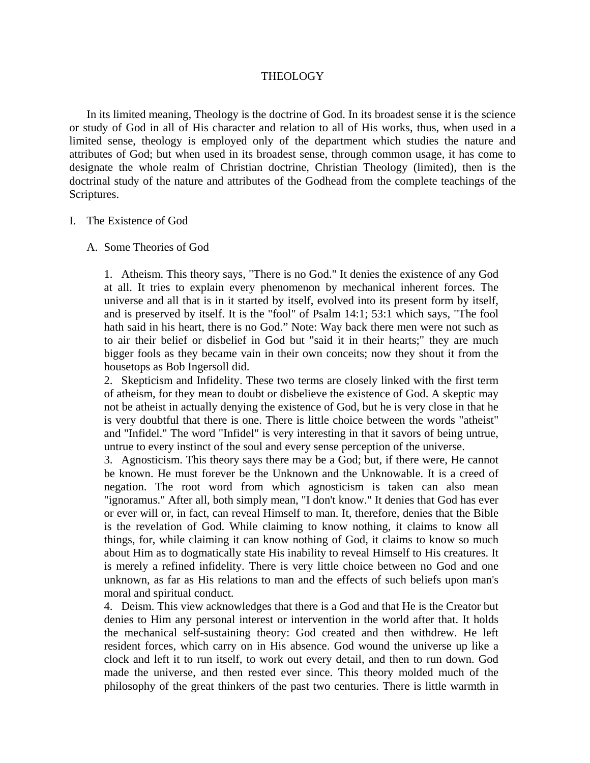# THEOLOGY

In its limited meaning, Theology is the doctrine of God. In its broadest sense it is the science or study of God in all of His character and relation to all of His works, thus, when used in a limited sense, theology is employed only of the department which studies the nature and attributes of God; but when used in its broadest sense, through common usage, it has come to designate the whole realm of Christian doctrine, Christian Theology (limited), then is the doctrinal study of the nature and attributes of the Godhead from the complete teachings of the Scriptures.

## I. The Existence of God

### A. Some Theories of God

1. Atheism. This theory says, "There is no God." It denies the existence of any God at all. It tries to explain every phenomenon by mechanical inherent forces. The universe and all that is in it started by itself, evolved into its present form by itself, and is preserved by itself. It is the "fool" of Psalm 14:1; 53:1 which says, "The fool hath said in his heart, there is no God." Note: Way back there men were not such as to air their belief or disbelief in God but "said it in their hearts;" they are much bigger fools as they became vain in their own conceits; now they shout it from the housetops as Bob Ingersoll did.
2. Skepticism and Infidelity. These two terms are closely linked with the first term of atheism, for they mean to doubt or disbelieve the existence of God. A skeptic may not be atheist in actually denying the existence of God, but he is very close in that he is very doubtful that there is one. There is little choice between the words "atheist" and "Infidel." The word "Infidel" is very interesting in that it savors of being untrue, untrue to every instinct of the soul and every sense perception of the universe.
3. Agnosticism. This theory says there may be a God; but, if there were, He cannot be known. He must forever be the Unknown and the Unknowable. It is a creed of negation. The root word from which agnosticism is taken can also mean "ignoramus." After all, both simply mean, "I don't know." It denies that God has ever or ever will or, in fact, can reveal Himself to man. It, therefore, denies that the Bible is the revelation of God. While claiming to know nothing, it claims to know all things, for, while claiming it can know nothing of God, it claims to know so much about Him as to dogmatically state His inability to reveal Himself to His creatures. It is merely a refined infidelity. There is very little choice between no God and one unknown, as far as His relations to man and the effects of such beliefs upon man's moral and spiritual conduct.
4. Deism. This view acknowledges that there is a God and that He is the Creator but denies to Him any personal interest or intervention in the world after that. It holds the mechanical self-sustaining theory: God created and then withdrew. He left resident forces, which carry on in His absence. God wound the universe up like a clock and left it to run itself, to work out every detail, and then to run down. God made the universe, and then rested ever since. This theory molded much of the philosophy of the great thinkers of the past two centuries. There is little warmth in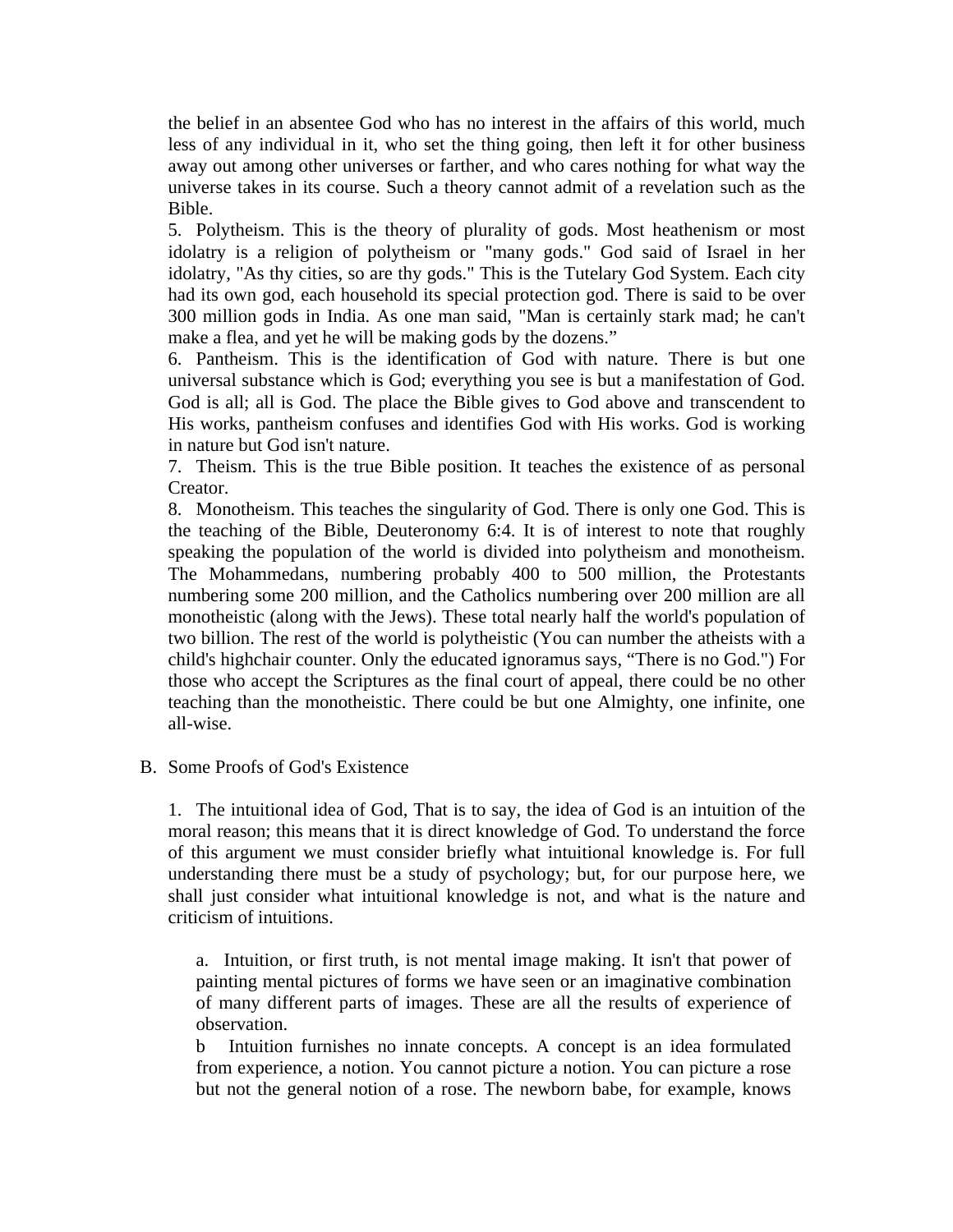the belief in an absentee God who has no interest in the affairs of this world, much less of any individual in it, who set the thing going, then left it for other business away out among other universes or farther, and who cares nothing for what way the universe takes in its course. Such a theory cannot admit of a revelation such as the Bible.

5. Polytheism. This is the theory of plurality of gods. Most heathenism or most idolatry is a religion of polytheism or "many gods." God said of Israel in her idolatry, "As thy cities, so are thy gods." This is the Tutelary God System. Each city had its own god, each household its special protection god. There is said to be over 300 million gods in India. As one man said, "Man is certainly stark mad; he can't make a flea, and yet he will be making gods by the dozens."

6. Pantheism. This is the identification of God with nature. There is but one universal substance which is God; everything you see is but a manifestation of God. God is all; all is God. The place the Bible gives to God above and transcendent to His works, pantheism confuses and identifies God with His works. God is working in nature but God isn't nature.

7. Theism. This is the true Bible position. It teaches the existence of as personal Creator.

8. Monotheism. This teaches the singularity of God. There is only one God. This is the teaching of the Bible, Deuteronomy 6:4. It is of interest to note that roughly speaking the population of the world is divided into polytheism and monotheism. The Mohammedans, numbering probably 400 to 500 million, the Protestants numbering some 200 million, and the Catholics numbering over 200 million are all monotheistic (along with the Jews). These total nearly half the world's population of two billion. The rest of the world is polytheistic (You can number the atheists with a child's highchair counter. Only the educated ignoramus says, "There is no God.") For those who accept the Scriptures as the final court of appeal, there could be no other teaching than the monotheistic. There could be but one Almighty, one infinite, one all-wise.

B. Some Proofs of God's Existence

1. The intuitional idea of God, That is to say, the idea of God is an intuition of the moral reason; this means that it is direct knowledge of God. To understand the force of this argument we must consider briefly what intuitional knowledge is. For full understanding there must be a study of psychology; but, for our purpose here, we shall just consider what intuitional knowledge is not, and what is the nature and criticism of intuitions.

a. Intuition, or first truth, is not mental image making. It isn't that power of painting mental pictures of forms we have seen or an imaginative combination of many different parts of images. These are all the results of experience of observation.

b Intuition furnishes no innate concepts. A concept is an idea formulated from experience, a notion. You cannot picture a notion. You can picture a rose but not the general notion of a rose. The newborn babe, for example, knows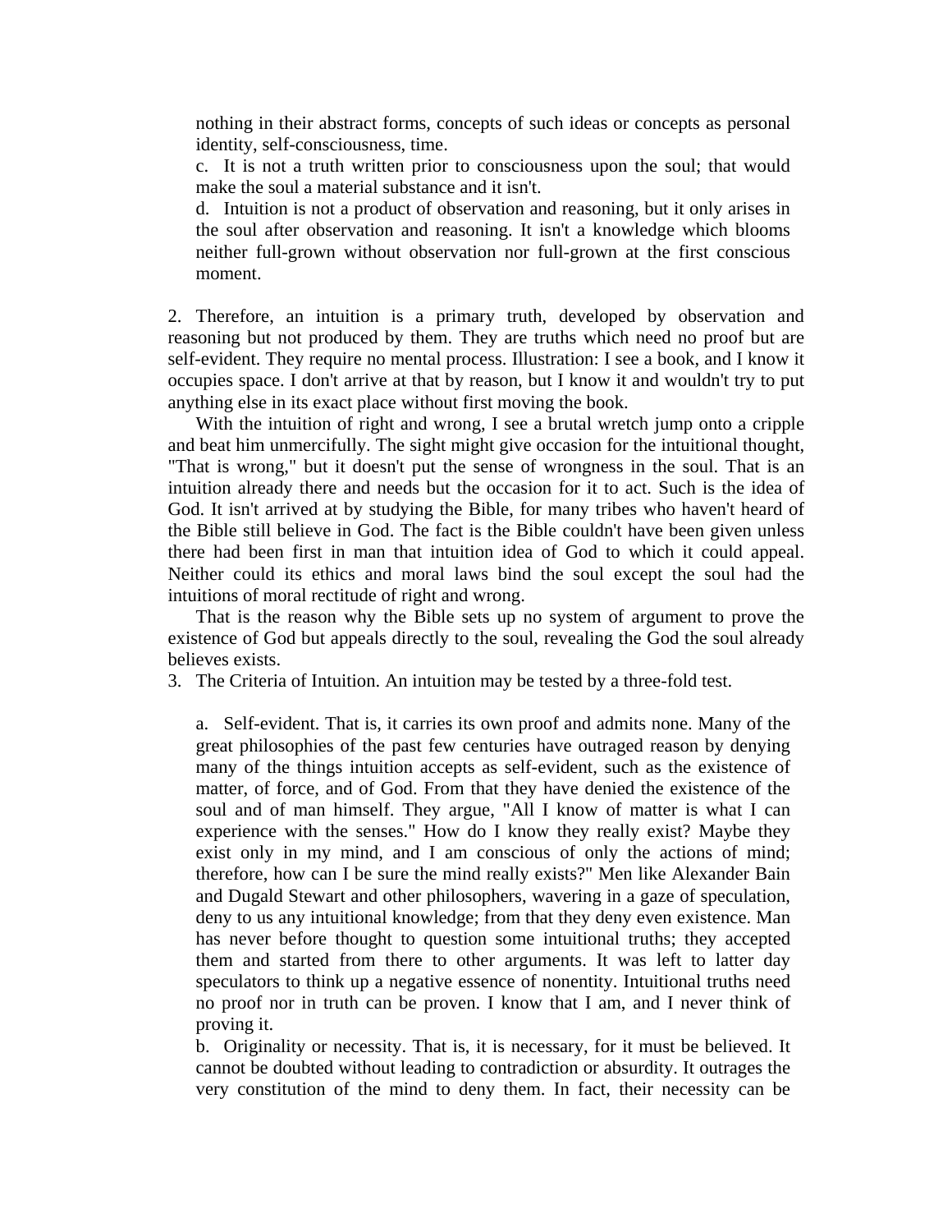nothing in their abstract forms, concepts of such ideas or concepts as personal identity, self-consciousness, time.

c. It is not a truth written prior to consciousness upon the soul; that would make the soul a material substance and it isn't.

d. Intuition is not a product of observation and reasoning, but it only arises in the soul after observation and reasoning. It isn't a knowledge which blooms neither full-grown without observation nor full-grown at the first conscious moment.

2. Therefore, an intuition is a primary truth, developed by observation and reasoning but not produced by them. They are truths which need no proof but are self-evident. They require no mental process. Illustration: I see a book, and I know it occupies space. I don't arrive at that by reason, but I know it and wouldn't try to put anything else in its exact place without first moving the book.

With the intuition of right and wrong, I see a brutal wretch jump onto a cripple and beat him unmercifully. The sight might give occasion for the intuitional thought, "That is wrong," but it doesn't put the sense of wrongness in the soul. That is an intuition already there and needs but the occasion for it to act. Such is the idea of God. It isn't arrived at by studying the Bible, for many tribes who haven't heard of the Bible still believe in God. The fact is the Bible couldn't have been given unless there had been first in man that intuition idea of God to which it could appeal. Neither could its ethics and moral laws bind the soul except the soul had the intuitions of moral rectitude of right and wrong.

That is the reason why the Bible sets up no system of argument to prove the existence of God but appeals directly to the soul, revealing the God the soul already believes exists.

3. The Criteria of Intuition. An intuition may be tested by a three-fold test.

a. Self-evident. That is, it carries its own proof and admits none. Many of the great philosophies of the past few centuries have outraged reason by denying many of the things intuition accepts as self-evident, such as the existence of matter, of force, and of God. From that they have denied the existence of the soul and of man himself. They argue, "All I know of matter is what I can experience with the senses." How do I know they really exist? Maybe they exist only in my mind, and I am conscious of only the actions of mind; therefore, how can I be sure the mind really exists?" Men like Alexander Bain and Dugald Stewart and other philosophers, wavering in a gaze of speculation, deny to us any intuitional knowledge; from that they deny even existence. Man has never before thought to question some intuitional truths; they accepted them and started from there to other arguments. It was left to latter day speculators to think up a negative essence of nonentity. Intuitional truths need no proof nor in truth can be proven. I know that I am, and I never think of proving it.

b. Originality or necessity. That is, it is necessary, for it must be believed. It cannot be doubted without leading to contradiction or absurdity. It outrages the very constitution of the mind to deny them. In fact, their necessity can be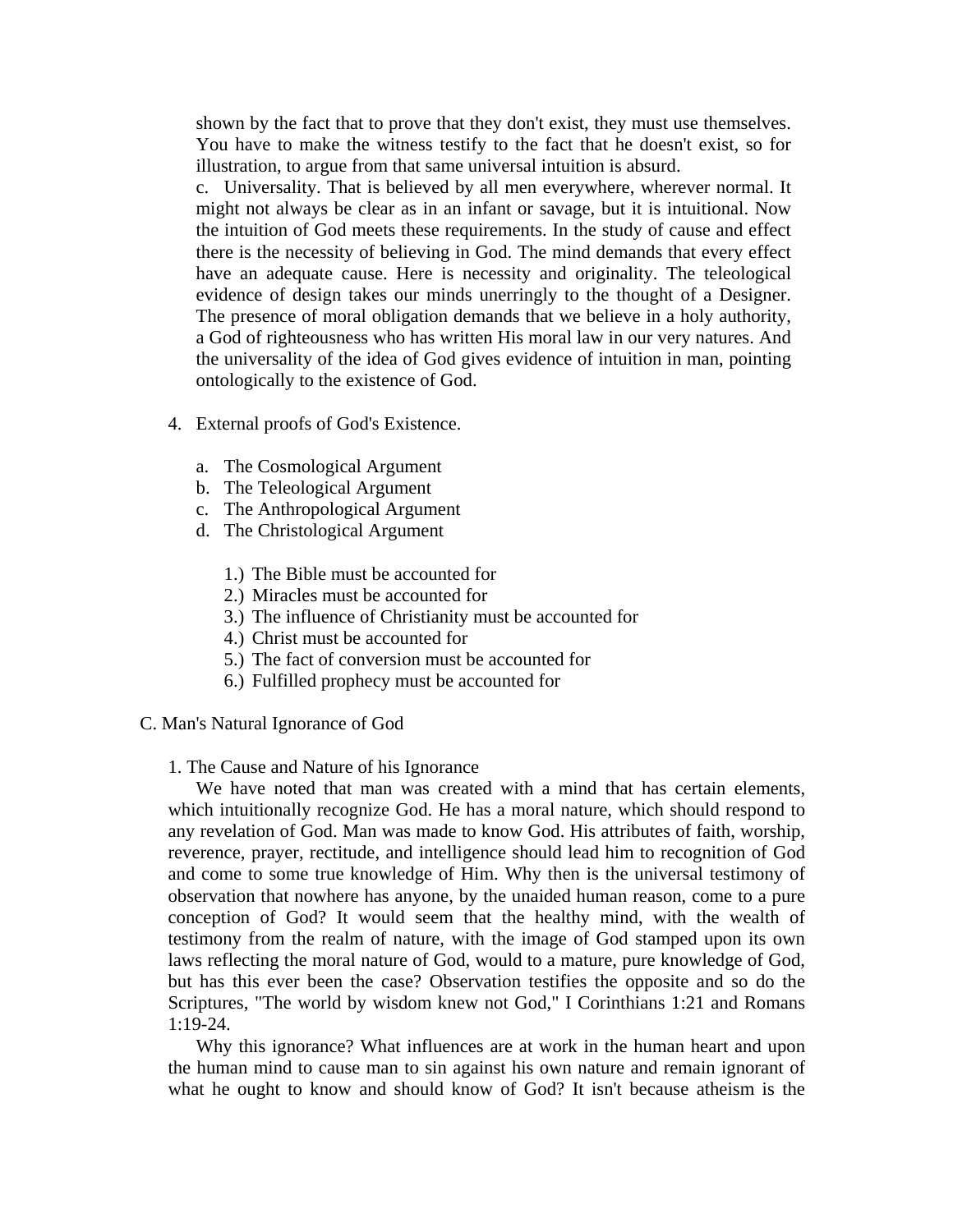shown by the fact that to prove that they don't exist, they must use themselves. You have to make the witness testify to the fact that he doesn't exist, so for illustration, to argue from that same universal intuition is absurd.

c. Universality. That is believed by all men everywhere, wherever normal. It might not always be clear as in an infant or savage, but it is intuitional. Now the intuition of God meets these requirements. In the study of cause and effect there is the necessity of believing in God. The mind demands that every effect have an adequate cause. Here is necessity and originality. The teleological evidence of design takes our minds unerringly to the thought of a Designer. The presence of moral obligation demands that we believe in a holy authority, a God of righteousness who has written His moral law in our very natures. And the universality of the idea of God gives evidence of intuition in man, pointing ontologically to the existence of God.

4. External proofs of God's Existence.

   a. The Cosmological Argument
   b. The Teleological Argument
   c. The Anthropological Argument
   d. The Christological Argument

      1.) The Bible must be accounted for
      2.) Miracles must be accounted for
      3.) The influence of Christianity must be accounted for
      4.) Christ must be accounted for
      5.) The fact of conversion must be accounted for
      6.) Fulfilled prophecy must be accounted for

C. Man's Natural Ignorance of God

1. The Cause and Nature of his Ignorance

We have noted that man was created with a mind that has certain elements, which intuitionally recognize God. He has a moral nature, which should respond to any revelation of God. Man was made to know God. His attributes of faith, worship, reverence, prayer, rectitude, and intelligence should lead him to recognition of God and come to some true knowledge of Him. Why then is the universal testimony of observation that nowhere has anyone, by the unaided human reason, come to a pure conception of God? It would seem that the healthy mind, with the wealth of testimony from the realm of nature, with the image of God stamped upon its own laws reflecting the moral nature of God, would to a mature, pure knowledge of God, but has this ever been the case? Observation testifies the opposite and so do the Scriptures, "The world by wisdom knew not God," I Corinthians 1:21 and Romans 1:19-24.

Why this ignorance? What influences are at work in the human heart and upon the human mind to cause man to sin against his own nature and remain ignorant of what he ought to know and should know of God? It isn't because atheism is the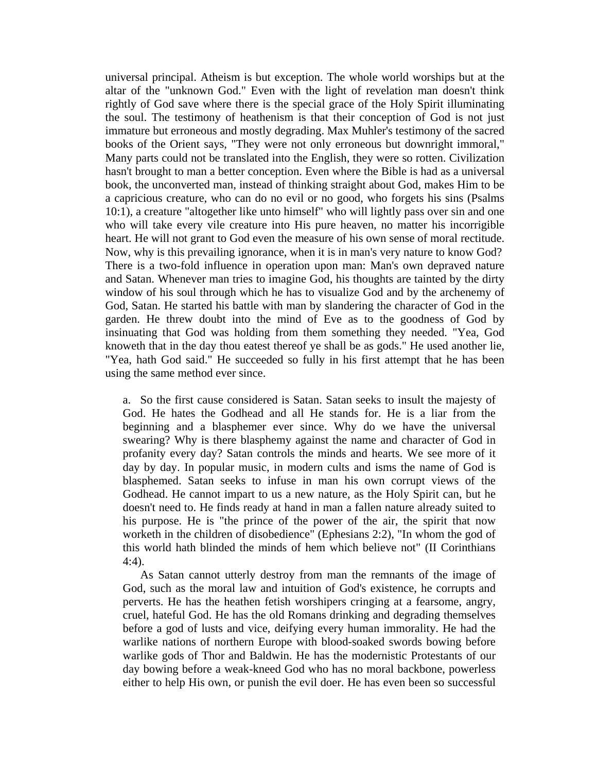universal principal. Atheism is but exception. The whole world worships but at the altar of the "unknown God." Even with the light of revelation man doesn't think rightly of God save where there is the special grace of the Holy Spirit illuminating the soul. The testimony of heathenism is that their conception of God is not just immature but erroneous and mostly degrading. Max Muhler's testimony of the sacred books of the Orient says, "They were not only erroneous but downright immoral," Many parts could not be translated into the English, they were so rotten. Civilization hasn't brought to man a better conception. Even where the Bible is had as a universal book, the unconverted man, instead of thinking straight about God, makes Him to be a capricious creature, who can do no evil or no good, who forgets his sins (Psalms 10:1), a creature "altogether like unto himself" who will lightly pass over sin and one who will take every vile creature into His pure heaven, no matter his incorrigible heart. He will not grant to God even the measure of his own sense of moral rectitude. Now, why is this prevailing ignorance, when it is in man's very nature to know God? There is a two-fold influence in operation upon man: Man's own depraved nature and Satan. Whenever man tries to imagine God, his thoughts are tainted by the dirty window of his soul through which he has to visualize God and by the archenemy of God, Satan. He started his battle with man by slandering the character of God in the garden. He threw doubt into the mind of Eve as to the goodness of God by insinuating that God was holding from them something they needed. "Yea, God knoweth that in the day thou eatest thereof ye shall be as gods." He used another lie, "Yea, hath God said." He succeeded so fully in his first attempt that he has been using the same method ever since.

a. So the first cause considered is Satan. Satan seeks to insult the majesty of God. He hates the Godhead and all He stands for. He is a liar from the beginning and a blasphemer ever since. Why do we have the universal swearing? Why is there blasphemy against the name and character of God in profanity every day? Satan controls the minds and hearts. We see more of it day by day. In popular music, in modern cults and isms the name of God is blasphemed. Satan seeks to infuse in man his own corrupt views of the Godhead. He cannot impart to us a new nature, as the Holy Spirit can, but he doesn't need to. He finds ready at hand in man a fallen nature already suited to his purpose. He is "the prince of the power of the air, the spirit that now worketh in the children of disobedience" (Ephesians 2:2), "In whom the god of this world hath blinded the minds of hem which believe not" (II Corinthians 4:4).

As Satan cannot utterly destroy from man the remnants of the image of God, such as the moral law and intuition of God's existence, he corrupts and perverts. He has the heathen fetish worshipers cringing at a fearsome, angry, cruel, hateful God. He has the old Romans drinking and degrading themselves before a god of lusts and vice, deifying every human immorality. He had the warlike nations of northern Europe with blood-soaked swords bowing before warlike gods of Thor and Baldwin. He has the modernistic Protestants of our day bowing before a weak-kneed God who has no moral backbone, powerless either to help His own, or punish the evil doer. He has even been so successful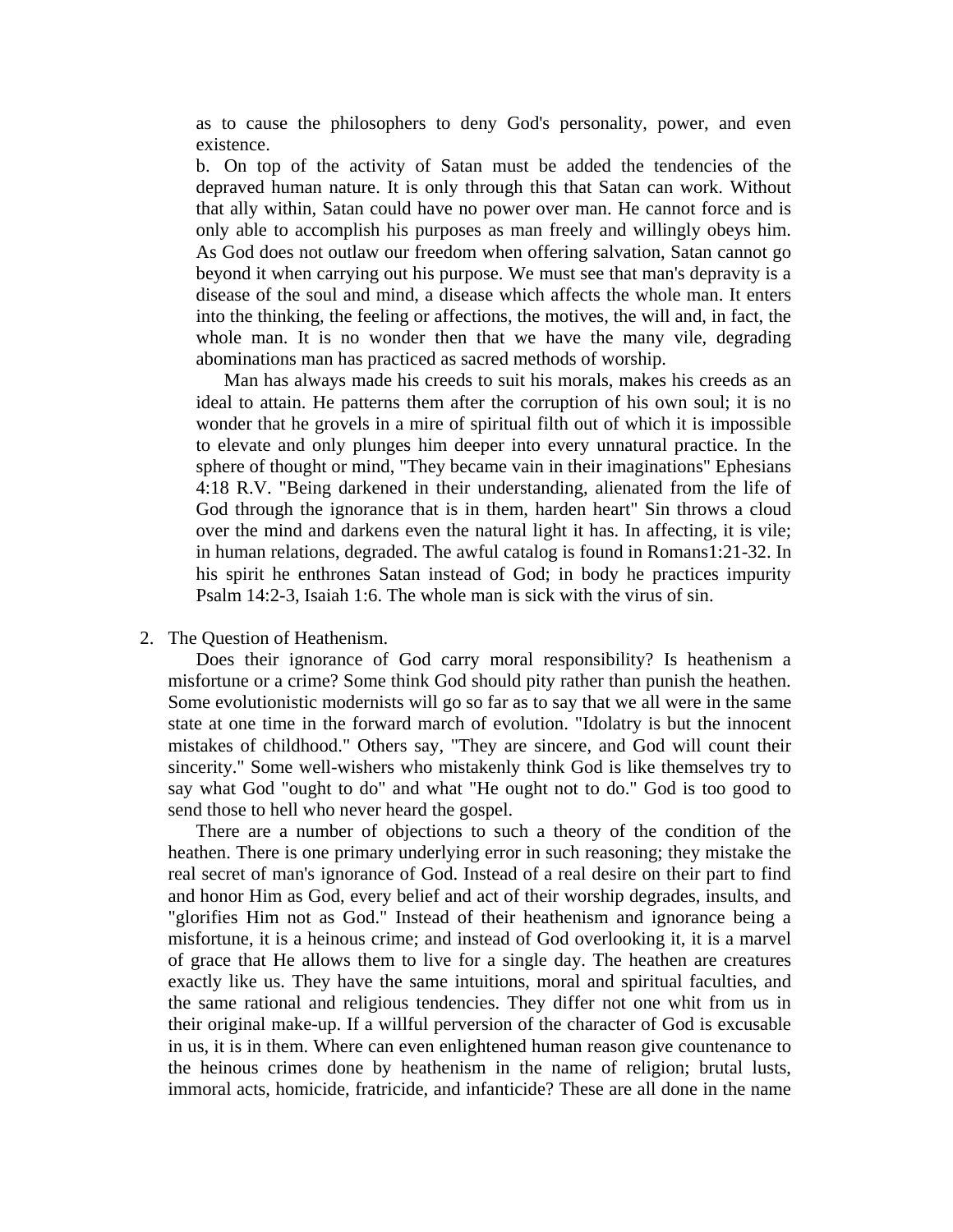as to cause the philosophers to deny God's personality, power, and even existence.

b. On top of the activity of Satan must be added the tendencies of the depraved human nature. It is only through this that Satan can work. Without that ally within, Satan could have no power over man. He cannot force and is only able to accomplish his purposes as man freely and willingly obeys him. As God does not outlaw our freedom when offering salvation, Satan cannot go beyond it when carrying out his purpose. We must see that man's depravity is a disease of the soul and mind, a disease which affects the whole man. It enters into the thinking, the feeling or affections, the motives, the will and, in fact, the whole man. It is no wonder then that we have the many vile, degrading abominations man has practiced as sacred methods of worship.

Man has always made his creeds to suit his morals, makes his creeds as an ideal to attain. He patterns them after the corruption of his own soul; it is no wonder that he grovels in a mire of spiritual filth out of which it is impossible to elevate and only plunges him deeper into every unnatural practice. In the sphere of thought or mind, "They became vain in their imaginations" Ephesians 4:18 R.V. "Being darkened in their understanding, alienated from the life of God through the ignorance that is in them, harden heart" Sin throws a cloud over the mind and darkens even the natural light it has. In affecting, it is vile; in human relations, degraded. The awful catalog is found in Romans1:21-32. In his spirit he enthrones Satan instead of God; in body he practices impurity Psalm 14:2-3, Isaiah 1:6. The whole man is sick with the virus of sin.

2. The Question of Heathenism.

Does their ignorance of God carry moral responsibility? Is heathenism a misfortune or a crime? Some think God should pity rather than punish the heathen. Some evolutionistic modernists will go so far as to say that we all were in the same state at one time in the forward march of evolution. "Idolatry is but the innocent mistakes of childhood." Others say, "They are sincere, and God will count their sincerity." Some well-wishers who mistakenly think God is like themselves try to say what God "ought to do" and what "He ought not to do." God is too good to send those to hell who never heard the gospel.

There are a number of objections to such a theory of the condition of the heathen. There is one primary underlying error in such reasoning; they mistake the real secret of man's ignorance of God. Instead of a real desire on their part to find and honor Him as God, every belief and act of their worship degrades, insults, and "glorifies Him not as God." Instead of their heathenism and ignorance being a misfortune, it is a heinous crime; and instead of God overlooking it, it is a marvel of grace that He allows them to live for a single day. The heathen are creatures exactly like us. They have the same intuitions, moral and spiritual faculties, and the same rational and religious tendencies. They differ not one whit from us in their original make-up. If a willful perversion of the character of God is excusable in us, it is in them. Where can even enlightened human reason give countenance to the heinous crimes done by heathenism in the name of religion; brutal lusts, immoral acts, homicide, fratricide, and infanticide? These are all done in the name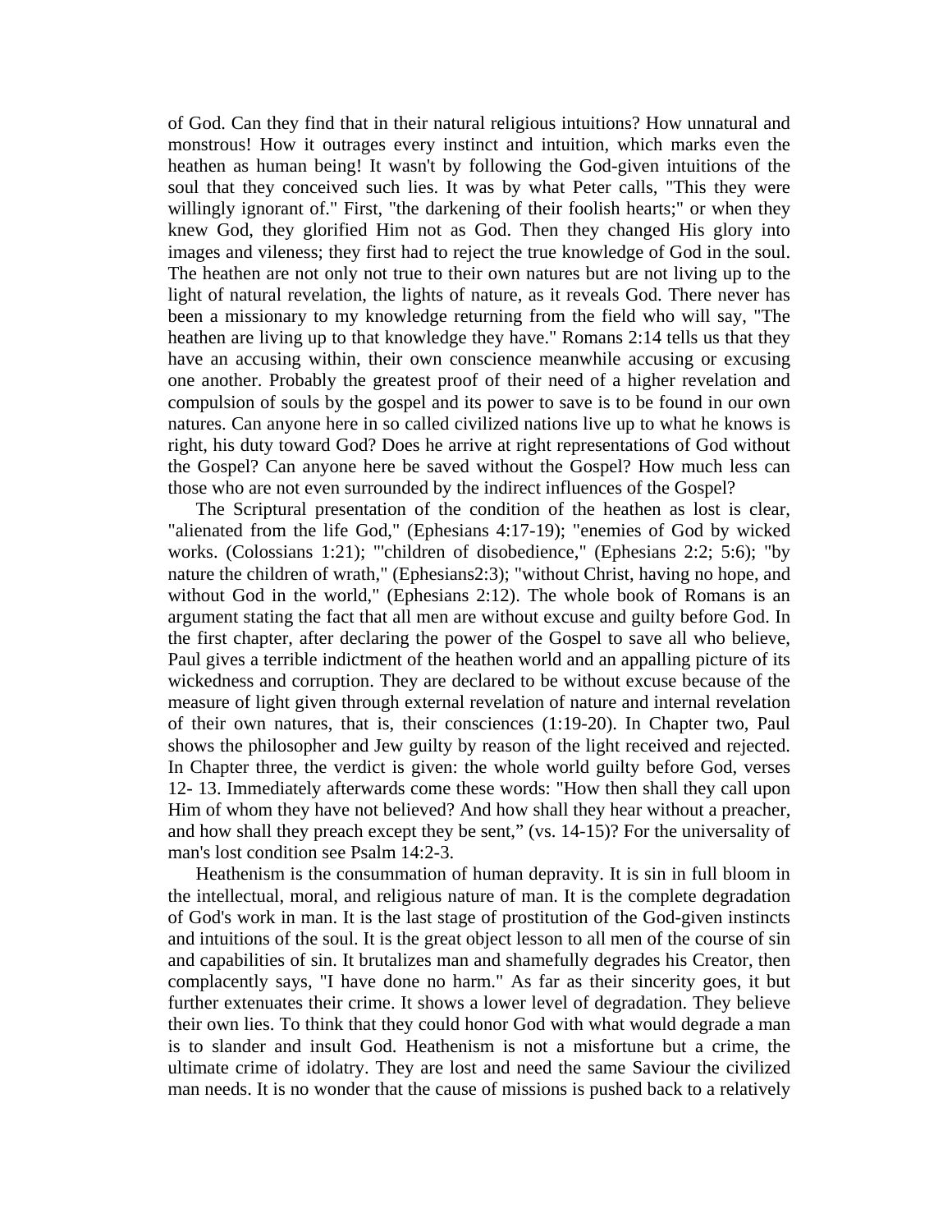of God. Can they find that in their natural religious intuitions? How unnatural and monstrous! How it outrages every instinct and intuition, which marks even the heathen as human being! It wasn't by following the God-given intuitions of the soul that they conceived such lies. It was by what Peter calls, "This they were willingly ignorant of." First, "the darkening of their foolish hearts;" or when they knew God, they glorified Him not as God. Then they changed His glory into images and vileness; they first had to reject the true knowledge of God in the soul. The heathen are not only not true to their own natures but are not living up to the light of natural revelation, the lights of nature, as it reveals God. There never has been a missionary to my knowledge returning from the field who will say, "The heathen are living up to that knowledge they have." Romans 2:14 tells us that they have an accusing within, their own conscience meanwhile accusing or excusing one another. Probably the greatest proof of their need of a higher revelation and compulsion of souls by the gospel and its power to save is to be found in our own natures. Can anyone here in so called civilized nations live up to what he knows is right, his duty toward God? Does he arrive at right representations of God without the Gospel? Can anyone here be saved without the Gospel? How much less can those who are not even surrounded by the indirect influences of the Gospel?

The Scriptural presentation of the condition of the heathen as lost is clear, "alienated from the life God," (Ephesians 4:17-19); "enemies of God by wicked works. (Colossians 1:21); "'children of disobedience," (Ephesians 2:2; 5:6); "by nature the children of wrath," (Ephesians2:3); "without Christ, having no hope, and without God in the world," (Ephesians 2:12). The whole book of Romans is an argument stating the fact that all men are without excuse and guilty before God. In the first chapter, after declaring the power of the Gospel to save all who believe, Paul gives a terrible indictment of the heathen world and an appalling picture of its wickedness and corruption. They are declared to be without excuse because of the measure of light given through external revelation of nature and internal revelation of their own natures, that is, their consciences (1:19-20). In Chapter two, Paul shows the philosopher and Jew guilty by reason of the light received and rejected. In Chapter three, the verdict is given: the whole world guilty before God, verses 12- 13. Immediately afterwards come these words: "How then shall they call upon Him of whom they have not believed? And how shall they hear without a preacher, and how shall they preach except they be sent," (vs. 14-15)? For the universality of man's lost condition see Psalm 14:2-3.

Heathenism is the consummation of human depravity. It is sin in full bloom in the intellectual, moral, and religious nature of man. It is the complete degradation of God's work in man. It is the last stage of prostitution of the God-given instincts and intuitions of the soul. It is the great object lesson to all men of the course of sin and capabilities of sin. It brutalizes man and shamefully degrades his Creator, then complacently says, "I have done no harm." As far as their sincerity goes, it but further extenuates their crime. It shows a lower level of degradation. They believe their own lies. To think that they could honor God with what would degrade a man is to slander and insult God. Heathenism is not a misfortune but a crime, the ultimate crime of idolatry. They are lost and need the same Saviour the civilized man needs. It is no wonder that the cause of missions is pushed back to a relatively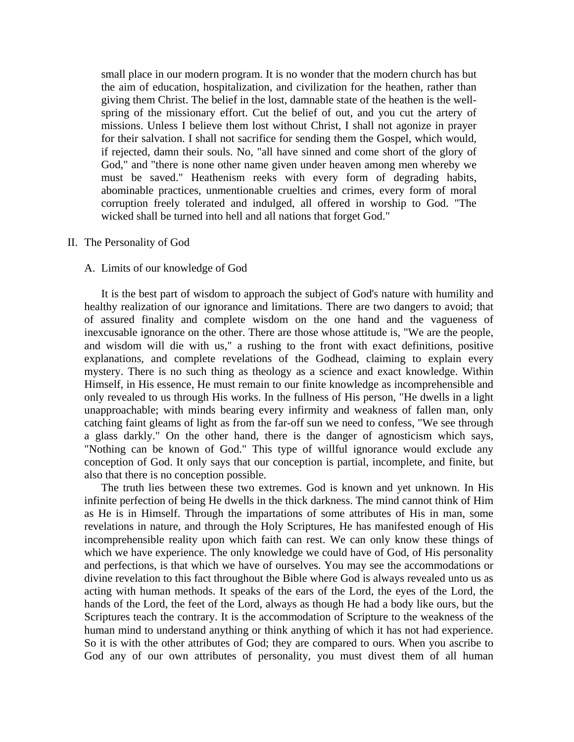small place in our modern program. It is no wonder that the modern church has but the aim of education, hospitalization, and civilization for the heathen, rather than giving them Christ. The belief in the lost, damnable state of the heathen is the well-spring of the missionary effort. Cut the belief of out, and you cut the artery of missions. Unless I believe them lost without Christ, I shall not agonize in prayer for their salvation. I shall not sacrifice for sending them the Gospel, which would, if rejected, damn their souls. No, "all have sinned and come short of the glory of God," and "there is none other name given under heaven among men whereby we must be saved." Heathenism reeks with every form of degrading habits, abominable practices, unmentionable cruelties and crimes, every form of moral corruption freely tolerated and indulged, all offered in worship to God. "The wicked shall be turned into hell and all nations that forget God."

II. The Personality of God

A. Limits of our knowledge of God

It is the best part of wisdom to approach the subject of God's nature with humility and healthy realization of our ignorance and limitations. There are two dangers to avoid; that of assured finality and complete wisdom on the one hand and the vagueness of inexcusable ignorance on the other. There are those whose attitude is, "We are the people, and wisdom will die with us," a rushing to the front with exact definitions, positive explanations, and complete revelations of the Godhead, claiming to explain every mystery. There is no such thing as theology as a science and exact knowledge. Within Himself, in His essence, He must remain to our finite knowledge as incomprehensible and only revealed to us through His works. In the fullness of His person, "He dwells in a light unapproachable; with minds bearing every infirmity and weakness of fallen man, only catching faint gleams of light as from the far-off sun we need to confess, "We see through a glass darkly." On the other hand, there is the danger of agnosticism which says, "Nothing can be known of God." This type of willful ignorance would exclude any conception of God. It only says that our conception is partial, incomplete, and finite, but also that there is no conception possible.

The truth lies between these two extremes. God is known and yet unknown. In His infinite perfection of being He dwells in the thick darkness. The mind cannot think of Him as He is in Himself. Through the impartations of some attributes of His in man, some revelations in nature, and through the Holy Scriptures, He has manifested enough of His incomprehensible reality upon which faith can rest. We can only know these things of which we have experience. The only knowledge we could have of God, of His personality and perfections, is that which we have of ourselves. You may see the accommodations or divine revelation to this fact throughout the Bible where God is always revealed unto us as acting with human methods. It speaks of the ears of the Lord, the eyes of the Lord, the hands of the Lord, the feet of the Lord, always as though He had a body like ours, but the Scriptures teach the contrary. It is the accommodation of Scripture to the weakness of the human mind to understand anything or think anything of which it has not had experience. So it is with the other attributes of God; they are compared to ours. When you ascribe to God any of our own attributes of personality, you must divest them of all human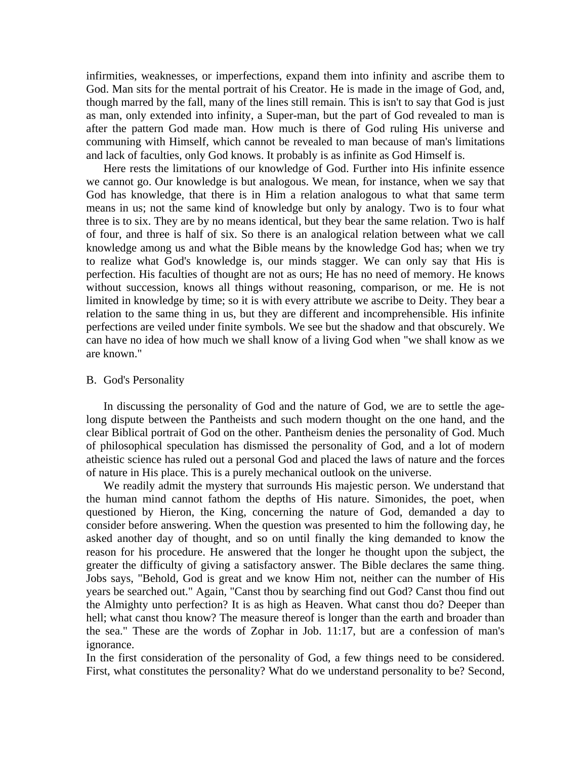infirmities, weaknesses, or imperfections, expand them into infinity and ascribe them to God. Man sits for the mental portrait of his Creator. He is made in the image of God, and, though marred by the fall, many of the lines still remain. This is isn't to say that God is just as man, only extended into infinity, a Super-man, but the part of God revealed to man is after the pattern God made man. How much is there of God ruling His universe and communing with Himself, which cannot be revealed to man because of man's limitations and lack of faculties, only God knows. It probably is as infinite as God Himself is.

Here rests the limitations of our knowledge of God. Further into His infinite essence we cannot go. Our knowledge is but analogous. We mean, for instance, when we say that God has knowledge, that there is in Him a relation analogous to what that same term means in us; not the same kind of knowledge but only by analogy. Two is to four what three is to six. They are by no means identical, but they bear the same relation. Two is half of four, and three is half of six. So there is an analogical relation between what we call knowledge among us and what the Bible means by the knowledge God has; when we try to realize what God's knowledge is, our minds stagger. We can only say that His is perfection. His faculties of thought are not as ours; He has no need of memory. He knows without succession, knows all things without reasoning, comparison, or me. He is not limited in knowledge by time; so it is with every attribute we ascribe to Deity. They bear a relation to the same thing in us, but they are different and incomprehensible. His infinite perfections are veiled under finite symbols. We see but the shadow and that obscurely. We can have no idea of how much we shall know of a living God when "we shall know as we are known."

B. God's Personality

In discussing the personality of God and the nature of God, we are to settle the age-long dispute between the Pantheists and such modern thought on the one hand, and the clear Biblical portrait of God on the other. Pantheism denies the personality of God. Much of philosophical speculation has dismissed the personality of God, and a lot of modern atheistic science has ruled out a personal God and placed the laws of nature and the forces of nature in His place. This is a purely mechanical outlook on the universe.

We readily admit the mystery that surrounds His majestic person. We understand that the human mind cannot fathom the depths of His nature. Simonides, the poet, when questioned by Hieron, the King, concerning the nature of God, demanded a day to consider before answering. When the question was presented to him the following day, he asked another day of thought, and so on until finally the king demanded to know the reason for his procedure. He answered that the longer he thought upon the subject, the greater the difficulty of giving a satisfactory answer. The Bible declares the same thing. Jobs says, "Behold, God is great and we know Him not, neither can the number of His years be searched out." Again, "Canst thou by searching find out God? Canst thou find out the Almighty unto perfection? It is as high as Heaven. What canst thou do? Deeper than hell; what canst thou know? The measure thereof is longer than the earth and broader than the sea." These are the words of Zophar in Job. 11:17, but are a confession of man's ignorance.

In the first consideration of the personality of God, a few things need to be considered. First, what constitutes the personality? What do we understand personality to be? Second,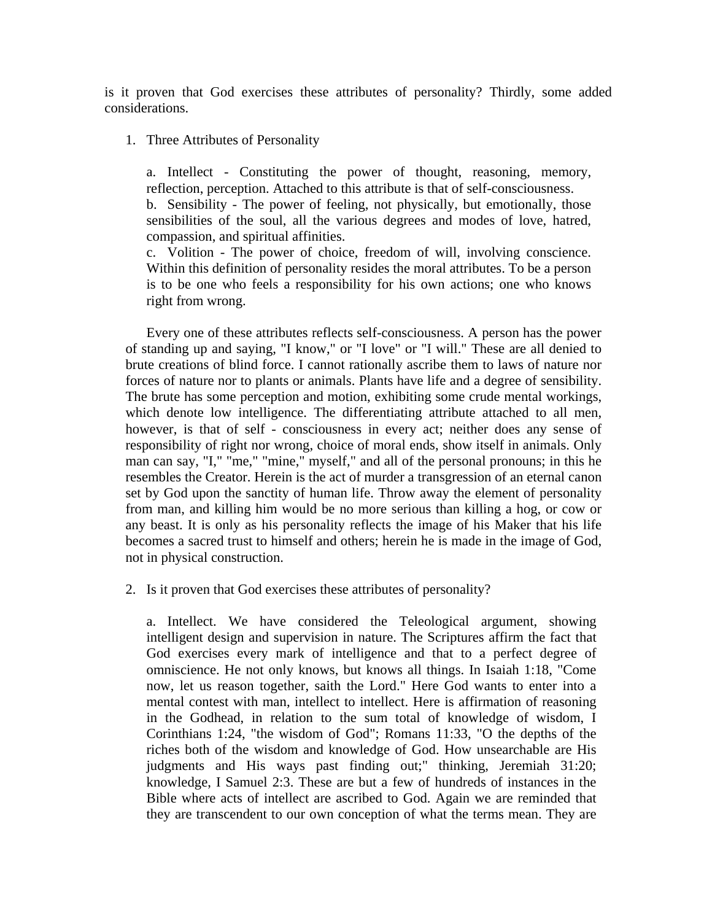is it proven that God exercises these attributes of personality? Thirdly, some added considerations.

1. Three Attributes of Personality

   a. Intellect - Constituting the power of thought, reasoning, memory, reflection, perception. Attached to this attribute is that of self-consciousness.
   b. Sensibility - The power of feeling, not physically, but emotionally, those sensibilities of the soul, all the various degrees and modes of love, hatred, compassion, and spiritual affinities.
   c. Volition - The power of choice, freedom of will, involving conscience. Within this definition of personality resides the moral attributes. To be a person is to be one who feels a responsibility for his own actions; one who knows right from wrong.

   Every one of these attributes reflects self-consciousness. A person has the power of standing up and saying, "I know," or "I love" or "I will." These are all denied to brute creations of blind force. I cannot rationally ascribe them to laws of nature nor forces of nature nor to plants or animals. Plants have life and a degree of sensibility. The brute has some perception and motion, exhibiting some crude mental workings, which denote low intelligence. The differentiating attribute attached to all men, however, is that of self - consciousness in every act; neither does any sense of responsibility of right nor wrong, choice of moral ends, show itself in animals. Only man can say, "I," "me," "mine," myself," and all of the personal pronouns; in this he resembles the Creator. Herein is the act of murder a transgression of an eternal canon set by God upon the sanctity of human life. Throw away the element of personality from man, and killing him would be no more serious than killing a hog, or cow or any beast. It is only as his personality reflects the image of his Maker that his life becomes a sacred trust to himself and others; herein he is made in the image of God, not in physical construction.

2. Is it proven that God exercises these attributes of personality?

   a. Intellect. We have considered the Teleological argument, showing intelligent design and supervision in nature. The Scriptures affirm the fact that God exercises every mark of intelligence and that to a perfect degree of omniscience. He not only knows, but knows all things. In Isaiah 1:18, "Come now, let us reason together, saith the Lord." Here God wants to enter into a mental contest with man, intellect to intellect. Here is affirmation of reasoning in the Godhead, in relation to the sum total of knowledge of wisdom, I Corinthians 1:24, "the wisdom of God"; Romans 11:33, "O the depths of the riches both of the wisdom and knowledge of God. How unsearchable are His judgments and His ways past finding out;" thinking, Jeremiah 31:20; knowledge, I Samuel 2:3. These are but a few of hundreds of instances in the Bible where acts of intellect are ascribed to God. Again we are reminded that they are transcendent to our own conception of what the terms mean. They are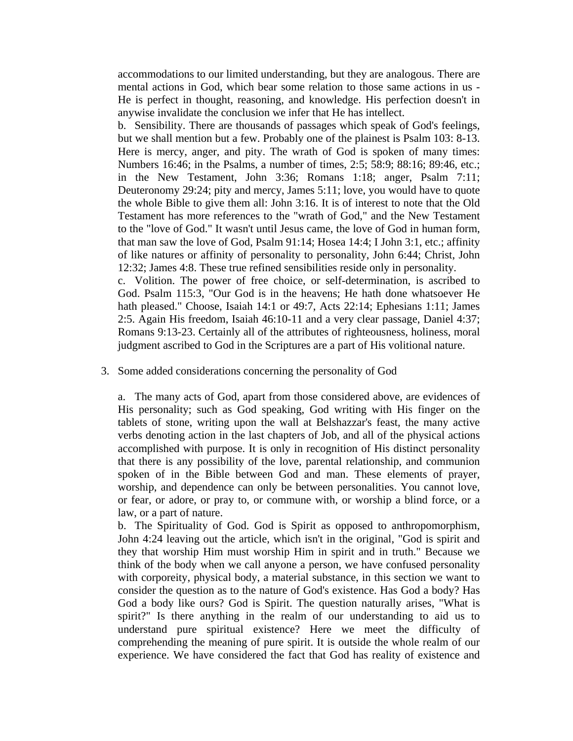accommodations to our limited understanding, but they are analogous. There are mental actions in God, which bear some relation to those same actions in us - He is perfect in thought, reasoning, and knowledge. His perfection doesn't in anywise invalidate the conclusion we infer that He has intellect.

b. Sensibility. There are thousands of passages which speak of God's feelings, but we shall mention but a few. Probably one of the plainest is Psalm 103: 8-13. Here is mercy, anger, and pity. The wrath of God is spoken of many times: Numbers 16:46; in the Psalms, a number of times, 2:5; 58:9; 88:16; 89:46, etc.; in the New Testament, John 3:36; Romans 1:18; anger, Psalm 7:11; Deuteronomy 29:24; pity and mercy, James 5:11; love, you would have to quote the whole Bible to give them all: John 3:16. It is of interest to note that the Old Testament has more references to the "wrath of God," and the New Testament to the "love of God." It wasn't until Jesus came, the love of God in human form, that man saw the love of God, Psalm 91:14; Hosea 14:4; I John 3:1, etc.; affinity of like natures or affinity of personality to personality, John 6:44; Christ, John 12:32; James 4:8. These true refined sensibilities reside only in personality.

c. Volition. The power of free choice, or self-determination, is ascribed to God. Psalm 115:3, "Our God is in the heavens; He hath done whatsoever He hath pleased." Choose, Isaiah 14:1 or 49:7, Acts 22:14; Ephesians 1:11; James 2:5. Again His freedom, Isaiah 46:10-11 and a very clear passage, Daniel 4:37; Romans 9:13-23. Certainly all of the attributes of righteousness, holiness, moral judgment ascribed to God in the Scriptures are a part of His volitional nature.

3. Some added considerations concerning the personality of God

a. The many acts of God, apart from those considered above, are evidences of His personality; such as God speaking, God writing with His finger on the tablets of stone, writing upon the wall at Belshazzar's feast, the many active verbs denoting action in the last chapters of Job, and all of the physical actions accomplished with purpose. It is only in recognition of His distinct personality that there is any possibility of the love, parental relationship, and communion spoken of in the Bible between God and man. These elements of prayer, worship, and dependence can only be between personalities. You cannot love, or fear, or adore, or pray to, or commune with, or worship a blind force, or a law, or a part of nature.

b. The Spirituality of God. God is Spirit as opposed to anthropomorphism, John 4:24 leaving out the article, which isn't in the original, "God is spirit and they that worship Him must worship Him in spirit and in truth." Because we think of the body when we call anyone a person, we have confused personality with corporeity, physical body, a material substance, in this section we want to consider the question as to the nature of God's existence. Has God a body? Has God a body like ours? God is Spirit. The question naturally arises, "What is spirit?" Is there anything in the realm of our understanding to aid us to understand pure spiritual existence? Here we meet the difficulty of comprehending the meaning of pure spirit. It is outside the whole realm of our experience. We have considered the fact that God has reality of existence and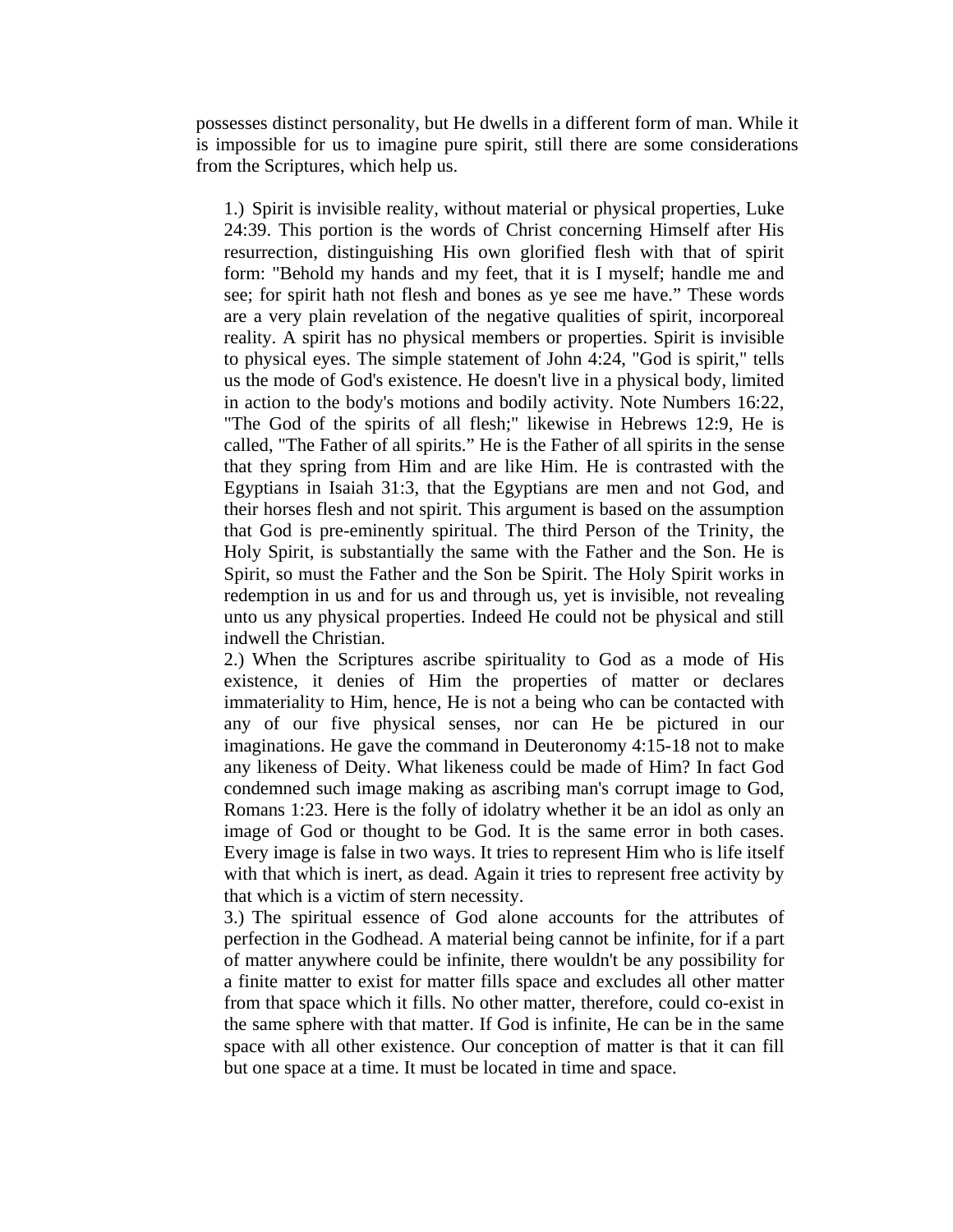possesses distinct personality, but He dwells in a different form of man. While it is impossible for us to imagine pure spirit, still there are some considerations from the Scriptures, which help us.

1.) Spirit is invisible reality, without material or physical properties, Luke 24:39. This portion is the words of Christ concerning Himself after His resurrection, distinguishing His own glorified flesh with that of spirit form: "Behold my hands and my feet, that it is I myself; handle me and see; for spirit hath not flesh and bones as ye see me have." These words are a very plain revelation of the negative qualities of spirit, incorporeal reality. A spirit has no physical members or properties. Spirit is invisible to physical eyes. The simple statement of John 4:24, "God is spirit," tells us the mode of God's existence. He doesn't live in a physical body, limited in action to the body's motions and bodily activity. Note Numbers 16:22, "The God of the spirits of all flesh;" likewise in Hebrews 12:9, He is called, "The Father of all spirits." He is the Father of all spirits in the sense that they spring from Him and are like Him. He is contrasted with the Egyptians in Isaiah 31:3, that the Egyptians are men and not God, and their horses flesh and not spirit. This argument is based on the assumption that God is pre-eminently spiritual. The third Person of the Trinity, the Holy Spirit, is substantially the same with the Father and the Son. He is Spirit, so must the Father and the Son be Spirit. The Holy Spirit works in redemption in us and for us and through us, yet is invisible, not revealing unto us any physical properties. Indeed He could not be physical and still indwell the Christian.

2.) When the Scriptures ascribe spirituality to God as a mode of His existence, it denies of Him the properties of matter or declares immateriality to Him, hence, He is not a being who can be contacted with any of our five physical senses, nor can He be pictured in our imaginations. He gave the command in Deuteronomy 4:15-18 not to make any likeness of Deity. What likeness could be made of Him? In fact God condemned such image making as ascribing man's corrupt image to God, Romans 1:23. Here is the folly of idolatry whether it be an idol as only an image of God or thought to be God. It is the same error in both cases. Every image is false in two ways. It tries to represent Him who is life itself with that which is inert, as dead. Again it tries to represent free activity by that which is a victim of stern necessity.

3.) The spiritual essence of God alone accounts for the attributes of perfection in the Godhead. A material being cannot be infinite, for if a part of matter anywhere could be infinite, there wouldn't be any possibility for a finite matter to exist for matter fills space and excludes all other matter from that space which it fills. No other matter, therefore, could co-exist in the same sphere with that matter. If God is infinite, He can be in the same space with all other existence. Our conception of matter is that it can fill but one space at a time. It must be located in time and space.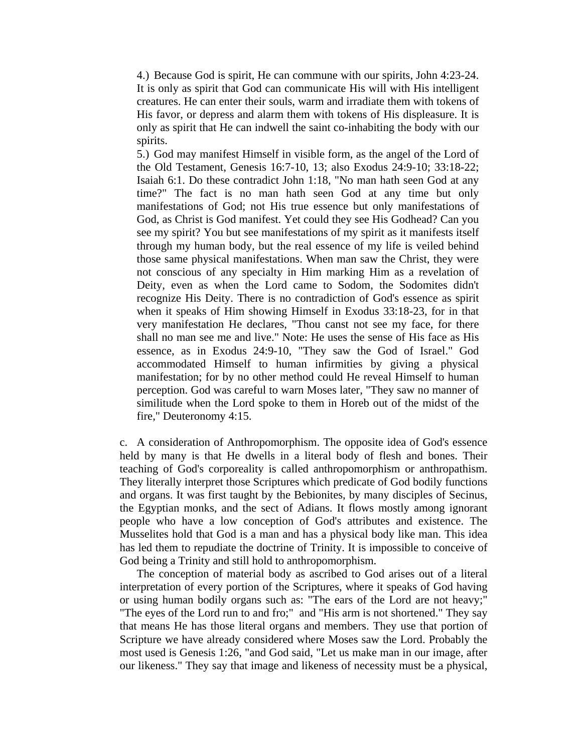4.) Because God is spirit, He can commune with our spirits, John 4:23-24. It is only as spirit that God can communicate His will with His intelligent creatures. He can enter their souls, warm and irradiate them with tokens of His favor, or depress and alarm them with tokens of His displeasure. It is only as spirit that He can indwell the saint co-inhabiting the body with our spirits.

5.) God may manifest Himself in visible form, as the angel of the Lord of the Old Testament, Genesis 16:7-10, 13; also Exodus 24:9-10; 33:18-22; Isaiah 6:1. Do these contradict John 1:18, "No man hath seen God at any time?" The fact is no man hath seen God at any time but only manifestations of God; not His true essence but only manifestations of God, as Christ is God manifest. Yet could they see His Godhead? Can you see my spirit? You but see manifestations of my spirit as it manifests itself through my human body, but the real essence of my life is veiled behind those same physical manifestations. When man saw the Christ, they were not conscious of any specialty in Him marking Him as a revelation of Deity, even as when the Lord came to Sodom, the Sodomites didn't recognize His Deity. There is no contradiction of God's essence as spirit when it speaks of Him showing Himself in Exodus 33:18-23, for in that very manifestation He declares, "Thou canst not see my face, for there shall no man see me and live." Note: He uses the sense of His face as His essence, as in Exodus 24:9-10, "They saw the God of Israel." God accommodated Himself to human infirmities by giving a physical manifestation; for by no other method could He reveal Himself to human perception. God was careful to warn Moses later, "They saw no manner of similitude when the Lord spoke to them in Horeb out of the midst of the fire," Deuteronomy 4:15.

c. A consideration of Anthropomorphism. The opposite idea of God's essence held by many is that He dwells in a literal body of flesh and bones. Their teaching of God's corporeality is called anthropomorphism or anthropathism. They literally interpret those Scriptures which predicate of God bodily functions and organs. It was first taught by the Bebionites, by many disciples of Secinus, the Egyptian monks, and the sect of Adians. It flows mostly among ignorant people who have a low conception of God's attributes and existence. The Musselites hold that God is a man and has a physical body like man. This idea has led them to repudiate the doctrine of Trinity. It is impossible to conceive of God being a Trinity and still hold to anthropomorphism.

The conception of material body as ascribed to God arises out of a literal interpretation of every portion of the Scriptures, where it speaks of God having or using human bodily organs such as: "The ears of the Lord are not heavy;" "The eyes of the Lord run to and fro;" and "His arm is not shortened." They say that means He has those literal organs and members. They use that portion of Scripture we have already considered where Moses saw the Lord. Probably the most used is Genesis 1:26, "and God said, "Let us make man in our image, after our likeness." They say that image and likeness of necessity must be a physical,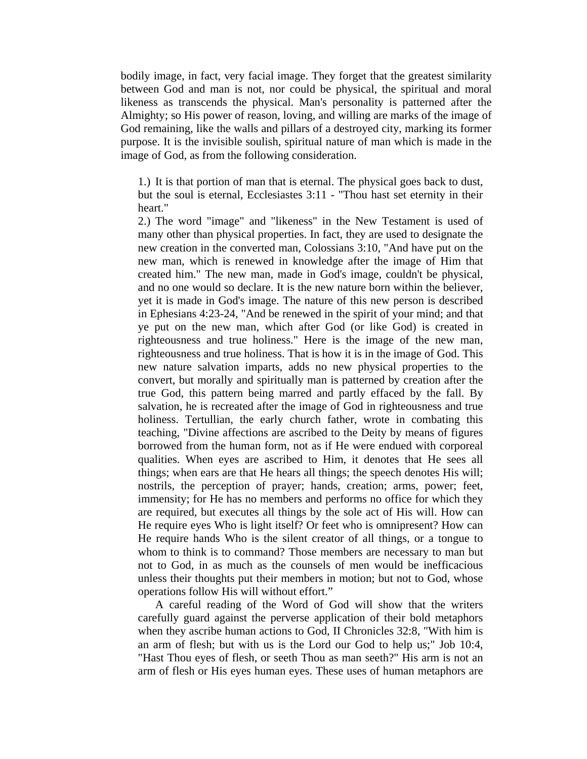bodily image, in fact, very facial image. They forget that the greatest similarity between God and man is not, nor could be physical, the spiritual and moral likeness as transcends the physical. Man's personality is patterned after the Almighty; so His power of reason, loving, and willing are marks of the image of God remaining, like the walls and pillars of a destroyed city, marking its former purpose. It is the invisible soulish, spiritual nature of man which is made in the image of God, as from the following consideration.

1.) It is that portion of man that is eternal. The physical goes back to dust, but the soul is eternal, Ecclesiastes 3:11 - "Thou hast set eternity in their heart."

2.) The word "image" and "likeness" in the New Testament is used of many other than physical properties. In fact, they are used to designate the new creation in the converted man, Colossians 3:10, "And have put on the new man, which is renewed in knowledge after the image of Him that created him." The new man, made in God's image, couldn't be physical, and no one would so declare. It is the new nature born within the believer, yet it is made in God's image. The nature of this new person is described in Ephesians 4:23-24, "And be renewed in the spirit of your mind; and that ye put on the new man, which after God (or like God) is created in righteousness and true holiness." Here is the image of the new man, righteousness and true holiness. That is how it is in the image of God. This new nature salvation imparts, adds no new physical properties to the convert, but morally and spiritually man is patterned by creation after the true God, this pattern being marred and partly effaced by the fall. By salvation, he is recreated after the image of God in righteousness and true holiness. Tertullian, the early church father, wrote in combating this teaching, "Divine affections are ascribed to the Deity by means of figures borrowed from the human form, not as if He were endued with corporeal qualities. When eyes are ascribed to Him, it denotes that He sees all things; when ears are that He hears all things; the speech denotes His will; nostrils, the perception of prayer; hands, creation; arms, power; feet, immensity; for He has no members and performs no office for which they are required, but executes all things by the sole act of His will. How can He require eyes Who is light itself? Or feet who is omnipresent? How can He require hands Who is the silent creator of all things, or a tongue to whom to think is to command? Those members are necessary to man but not to God, in as much as the counsels of men would be inefficacious unless their thoughts put their members in motion; but not to God, whose operations follow His will without effort."

A careful reading of the Word of God will show that the writers carefully guard against the perverse application of their bold metaphors when they ascribe human actions to God, II Chronicles 32:8, "With him is an arm of flesh; but with us is the Lord our God to help us;" Job 10:4, "Hast Thou eyes of flesh, or seeth Thou as man seeth?" His arm is not an arm of flesh or His eyes human eyes. These uses of human metaphors are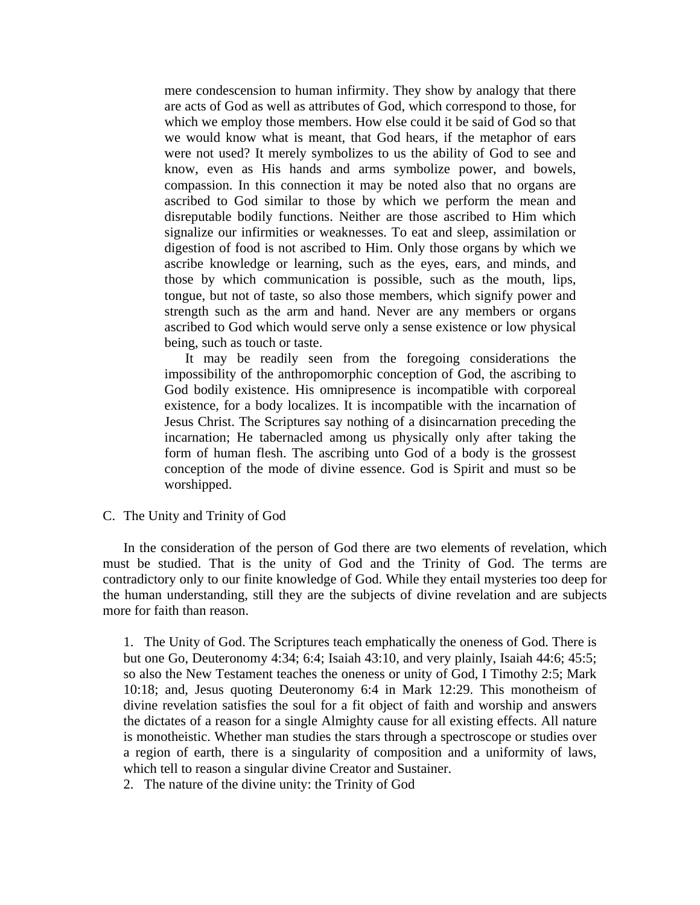mere condescension to human infirmity. They show by analogy that there are acts of God as well as attributes of God, which correspond to those, for which we employ those members. How else could it be said of God so that we would know what is meant, that God hears, if the metaphor of ears were not used? It merely symbolizes to us the ability of God to see and know, even as His hands and arms symbolize power, and bowels, compassion. In this connection it may be noted also that no organs are ascribed to God similar to those by which we perform the mean and disreputable bodily functions. Neither are those ascribed to Him which signalize our infirmities or weaknesses. To eat and sleep, assimilation or digestion of food is not ascribed to Him. Only those organs by which we ascribe knowledge or learning, such as the eyes, ears, and minds, and those by which communication is possible, such as the mouth, lips, tongue, but not of taste, so also those members, which signify power and strength such as the arm and hand. Never are any members or organs ascribed to God which would serve only a sense existence or low physical being, such as touch or taste.

It may be readily seen from the foregoing considerations the impossibility of the anthropomorphic conception of God, the ascribing to God bodily existence. His omnipresence is incompatible with corporeal existence, for a body localizes. It is incompatible with the incarnation of Jesus Christ. The Scriptures say nothing of a disincarnation preceding the incarnation; He tabernacled among us physically only after taking the form of human flesh. The ascribing unto God of a body is the grossest conception of the mode of divine essence. God is Spirit and must so be worshipped.

C. The Unity and Trinity of God

In the consideration of the person of God there are two elements of revelation, which must be studied. That is the unity of God and the Trinity of God. The terms are contradictory only to our finite knowledge of God. While they entail mysteries too deep for the human understanding, still they are the subjects of divine revelation and are subjects more for faith than reason.

1. The Unity of God. The Scriptures teach emphatically the oneness of God. There is but one Go, Deuteronomy 4:34; 6:4; Isaiah 43:10, and very plainly, Isaiah 44:6; 45:5; so also the New Testament teaches the oneness or unity of God, I Timothy 2:5; Mark 10:18; and, Jesus quoting Deuteronomy 6:4 in Mark 12:29. This monotheism of divine revelation satisfies the soul for a fit object of faith and worship and answers the dictates of a reason for a single Almighty cause for all existing effects. All nature is monotheistic. Whether man studies the stars through a spectroscope or studies over a region of earth, there is a singularity of composition and a uniformity of laws, which tell to reason a singular divine Creator and Sustainer.
2. The nature of the divine unity: the Trinity of God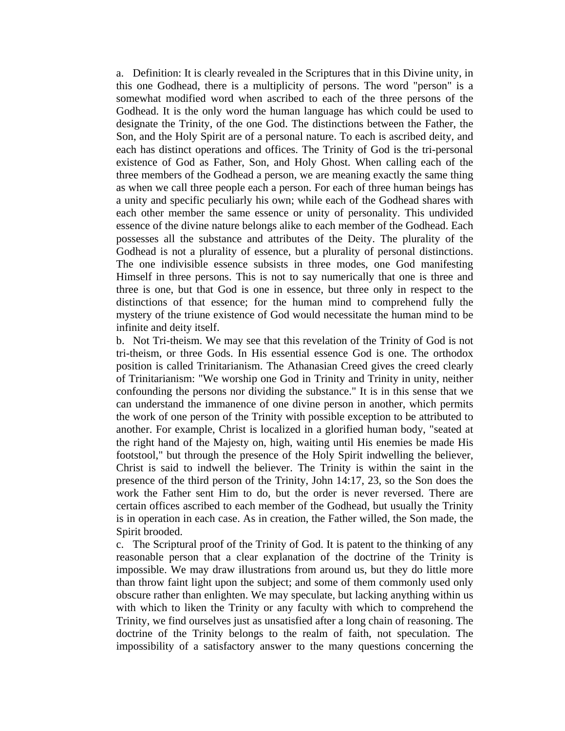a. Definition: It is clearly revealed in the Scriptures that in this Divine unity, in this one Godhead, there is a multiplicity of persons. The word "person" is a somewhat modified word when ascribed to each of the three persons of the Godhead. It is the only word the human language has which could be used to designate the Trinity, of the one God. The distinctions between the Father, the Son, and the Holy Spirit are of a personal nature. To each is ascribed deity, and each has distinct operations and offices. The Trinity of God is the tri-personal existence of God as Father, Son, and Holy Ghost. When calling each of the three members of the Godhead a person, we are meaning exactly the same thing as when we call three people each a person. For each of three human beings has a unity and specific peculiarly his own; while each of the Godhead shares with each other member the same essence or unity of personality. This undivided essence of the divine nature belongs alike to each member of the Godhead. Each possesses all the substance and attributes of the Deity. The plurality of the Godhead is not a plurality of essence, but a plurality of personal distinctions. The one indivisible essence subsists in three modes, one God manifesting Himself in three persons. This is not to say numerically that one is three and three is one, but that God is one in essence, but three only in respect to the distinctions of that essence; for the human mind to comprehend fully the mystery of the triune existence of God would necessitate the human mind to be infinite and deity itself.

b. Not Tri-theism. We may see that this revelation of the Trinity of God is not tri-theism, or three Gods. In His essential essence God is one. The orthodox position is called Trinitarianism. The Athanasian Creed gives the creed clearly of Trinitarianism: "We worship one God in Trinity and Trinity in unity, neither confounding the persons nor dividing the substance." It is in this sense that we can understand the immanence of one divine person in another, which permits the work of one person of the Trinity with possible exception to be attributed to another. For example, Christ is localized in a glorified human body, "seated at the right hand of the Majesty on, high, waiting until His enemies be made His footstool," but through the presence of the Holy Spirit indwelling the believer, Christ is said to indwell the believer. The Trinity is within the saint in the presence of the third person of the Trinity, John 14:17, 23, so the Son does the work the Father sent Him to do, but the order is never reversed. There are certain offices ascribed to each member of the Godhead, but usually the Trinity is in operation in each case. As in creation, the Father willed, the Son made, the Spirit brooded.

c. The Scriptural proof of the Trinity of God. It is patent to the thinking of any reasonable person that a clear explanation of the doctrine of the Trinity is impossible. We may draw illustrations from around us, but they do little more than throw faint light upon the subject; and some of them commonly used only obscure rather than enlighten. We may speculate, but lacking anything within us with which to liken the Trinity or any faculty with which to comprehend the Trinity, we find ourselves just as unsatisfied after a long chain of reasoning. The doctrine of the Trinity belongs to the realm of faith, not speculation. The impossibility of a satisfactory answer to the many questions concerning the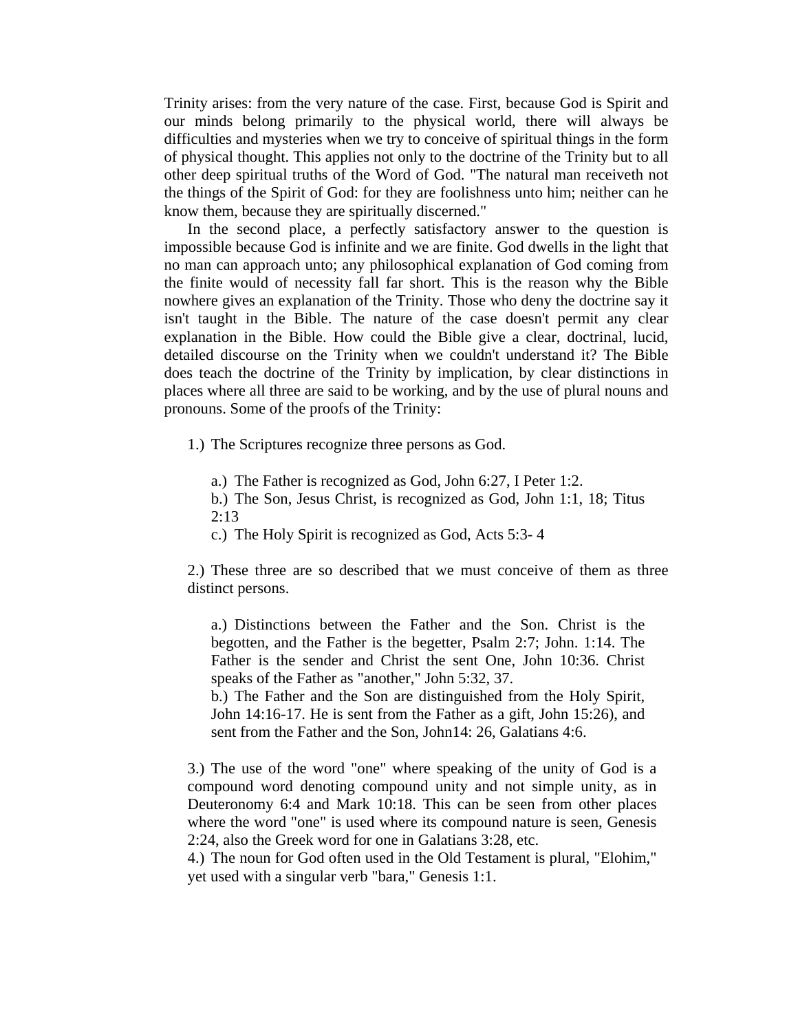Trinity arises: from the very nature of the case. First, because God is Spirit and our minds belong primarily to the physical world, there will always be difficulties and mysteries when we try to conceive of spiritual things in the form of physical thought. This applies not only to the doctrine of the Trinity but to all other deep spiritual truths of the Word of God. "The natural man receiveth not the things of the Spirit of God: for they are foolishness unto him; neither can he know them, because they are spiritually discerned."

In the second place, a perfectly satisfactory answer to the question is impossible because God is infinite and we are finite. God dwells in the light that no man can approach unto; any philosophical explanation of God coming from the finite would of necessity fall far short. This is the reason why the Bible nowhere gives an explanation of the Trinity. Those who deny the doctrine say it isn't taught in the Bible. The nature of the case doesn't permit any clear explanation in the Bible. How could the Bible give a clear, doctrinal, lucid, detailed discourse on the Trinity when we couldn't understand it? The Bible does teach the doctrine of the Trinity by implication, by clear distinctions in places where all three are said to be working, and by the use of plural nouns and pronouns. Some of the proofs of the Trinity:

1.) The Scriptures recognize three persons as God.

   a.) The Father is recognized as God, John 6:27, I Peter 1:2.
   b.) The Son, Jesus Christ, is recognized as God, John 1:1, 18; Titus 2:13
   c.) The Holy Spirit is recognized as God, Acts 5:3- 4

2.) These three are so described that we must conceive of them as three distinct persons.

   a.) Distinctions between the Father and the Son. Christ is the begotten, and the Father is the begetter, Psalm 2:7; John. 1:14. The Father is the sender and Christ the sent One, John 10:36. Christ speaks of the Father as "another," John 5:32, 37.
   b.) The Father and the Son are distinguished from the Holy Spirit, John 14:16-17. He is sent from the Father as a gift, John 15:26), and sent from the Father and the Son, John14: 26, Galatians 4:6.

3.) The use of the word "one" where speaking of the unity of God is a compound word denoting compound unity and not simple unity, as in Deuteronomy 6:4 and Mark 10:18. This can be seen from other places where the word "one" is used where its compound nature is seen, Genesis 2:24, also the Greek word for one in Galatians 3:28, etc.

4.) The noun for God often used in the Old Testament is plural, "Elohim," yet used with a singular verb "bara," Genesis 1:1.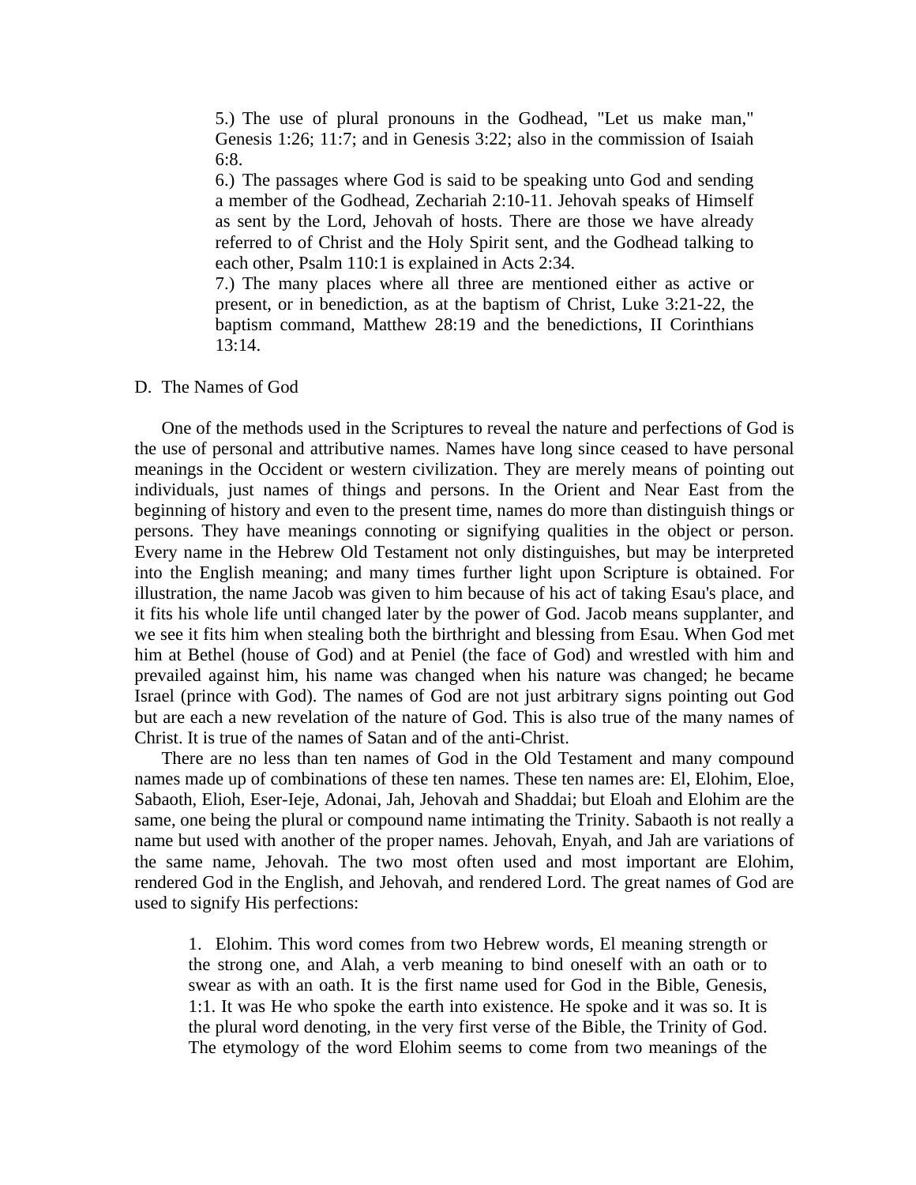5.) The use of plural pronouns in the Godhead, "Let us make man," Genesis 1:26; 11:7; and in Genesis 3:22; also in the commission of Isaiah 6:8.

6.) The passages where God is said to be speaking unto God and sending a member of the Godhead, Zechariah 2:10-11. Jehovah speaks of Himself as sent by the Lord, Jehovah of hosts. There are those we have already referred to of Christ and the Holy Spirit sent, and the Godhead talking to each other, Psalm 110:1 is explained in Acts 2:34.

7.) The many places where all three are mentioned either as active or present, or in benediction, as at the baptism of Christ, Luke 3:21-22, the baptism command, Matthew 28:19 and the benedictions, II Corinthians 13:14.

D. The Names of God

One of the methods used in the Scriptures to reveal the nature and perfections of God is the use of personal and attributive names. Names have long since ceased to have personal meanings in the Occident or western civilization. They are merely means of pointing out individuals, just names of things and persons. In the Orient and Near East from the beginning of history and even to the present time, names do more than distinguish things or persons. They have meanings connoting or signifying qualities in the object or person. Every name in the Hebrew Old Testament not only distinguishes, but may be interpreted into the English meaning; and many times further light upon Scripture is obtained. For illustration, the name Jacob was given to him because of his act of taking Esau's place, and it fits his whole life until changed later by the power of God. Jacob means supplanter, and we see it fits him when stealing both the birthright and blessing from Esau. When God met him at Bethel (house of God) and at Peniel (the face of God) and wrestled with him and prevailed against him, his name was changed when his nature was changed; he became Israel (prince with God). The names of God are not just arbitrary signs pointing out God but are each a new revelation of the nature of God. This is also true of the many names of Christ. It is true of the names of Satan and of the anti-Christ.

There are no less than ten names of God in the Old Testament and many compound names made up of combinations of these ten names. These ten names are: El, Elohim, Eloe, Sabaoth, Elioh, Eser-Ieje, Adonai, Jah, Jehovah and Shaddai; but Eloah and Elohim are the same, one being the plural or compound name intimating the Trinity. Sabaoth is not really a name but used with another of the proper names. Jehovah, Enyah, and Jah are variations of the same name, Jehovah. The two most often used and most important are Elohim, rendered God in the English, and Jehovah, and rendered Lord. The great names of God are used to signify His perfections:

1. Elohim. This word comes from two Hebrew words, El meaning strength or the strong one, and Alah, a verb meaning to bind oneself with an oath or to swear as with an oath. It is the first name used for God in the Bible, Genesis, 1:1. It was He who spoke the earth into existence. He spoke and it was so. It is the plural word denoting, in the very first verse of the Bible, the Trinity of God. The etymology of the word Elohim seems to come from two meanings of the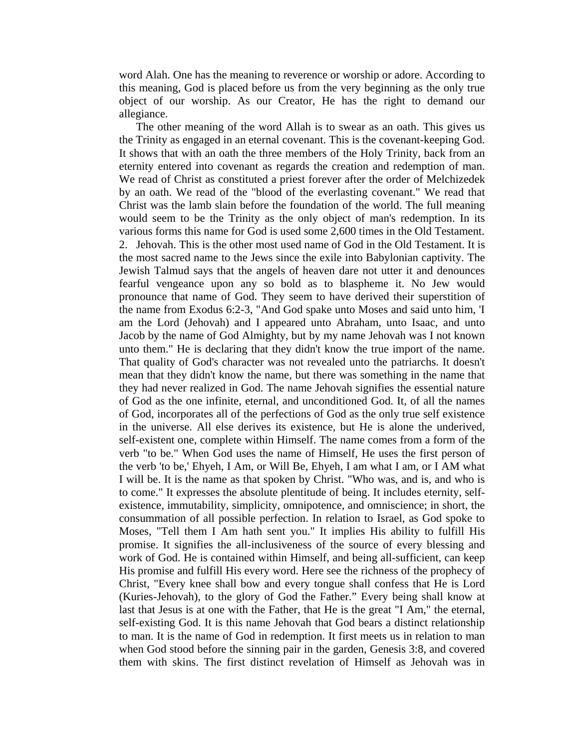word Alah. One has the meaning to reverence or worship or adore. According to this meaning, God is placed before us from the very beginning as the only true object of our worship. As our Creator, He has the right to demand our allegiance.

The other meaning of the word Allah is to swear as an oath. This gives us the Trinity as engaged in an eternal covenant. This is the covenant-keeping God. It shows that with an oath the three members of the Holy Trinity, back from an eternity entered into covenant as regards the creation and redemption of man. We read of Christ as constituted a priest forever after the order of Melchizedek by an oath. We read of the "blood of the everlasting covenant." We read that Christ was the lamb slain before the foundation of the world. The full meaning would seem to be the Trinity as the only object of man's redemption. In its various forms this name for God is used some 2,600 times in the Old Testament.

2. Jehovah. This is the other most used name of God in the Old Testament. It is the most sacred name to the Jews since the exile into Babylonian captivity. The Jewish Talmud says that the angels of heaven dare not utter it and denounces fearful vengeance upon any so bold as to blaspheme it. No Jew would pronounce that name of God. They seem to have derived their superstition of the name from Exodus 6:2-3, "And God spake unto Moses and said unto him, 'I am the Lord (Jehovah) and I appeared unto Abraham, unto Isaac, and unto Jacob by the name of God Almighty, but by my name Jehovah was I not known unto them." He is declaring that they didn't know the true import of the name. That quality of God's character was not revealed unto the patriarchs. It doesn't mean that they didn't know the name, but there was something in the name that they had never realized in God. The name Jehovah signifies the essential nature of God as the one infinite, eternal, and unconditioned God. It, of all the names of God, incorporates all of the perfections of God as the only true self existence in the universe. All else derives its existence, but He is alone the underived, self-existent one, complete within Himself. The name comes from a form of the verb "to be." When God uses the name of Himself, He uses the first person of the verb 'to be,' Ehyeh, I Am, or Will Be, Ehyeh, I am what I am, or I AM what I will be. It is the name as that spoken by Christ. "Who was, and is, and who is to come." It expresses the absolute plentitude of being. It includes eternity, self-existence, immutability, simplicity, omnipotence, and omniscience; in short, the consummation of all possible perfection. In relation to Israel, as God spoke to Moses, "Tell them I Am hath sent you." It implies His ability to fulfill His promise. It signifies the all-inclusiveness of the source of every blessing and work of God. He is contained within Himself, and being all-sufficient, can keep His promise and fulfill His every word. Here see the richness of the prophecy of Christ, "Every knee shall bow and every tongue shall confess that He is Lord (Kuries-Jehovah), to the glory of God the Father." Every being shall know at last that Jesus is at one with the Father, that He is the great "I Am," the eternal, self-existing God. It is this name Jehovah that God bears a distinct relationship to man. It is the name of God in redemption. It first meets us in relation to man when God stood before the sinning pair in the garden, Genesis 3:8, and covered them with skins. The first distinct revelation of Himself as Jehovah was in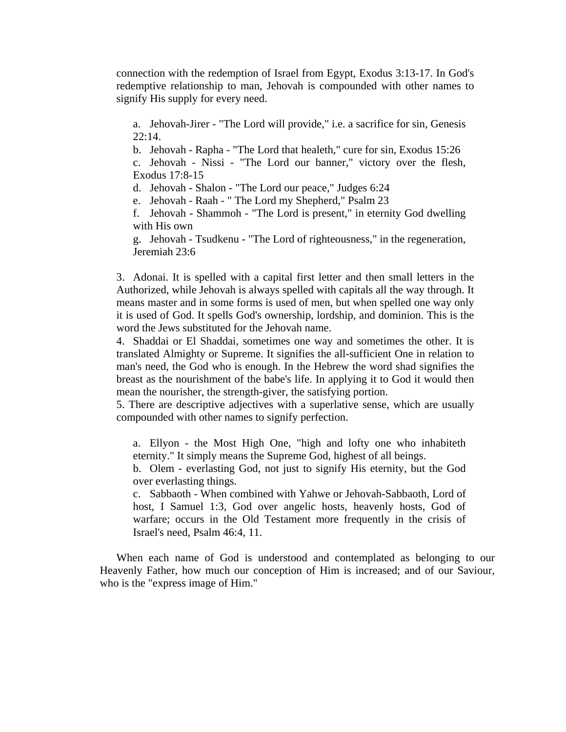connection with the redemption of Israel from Egypt, Exodus 3:13-17. In God's redemptive relationship to man, Jehovah is compounded with other names to signify His supply for every need.

a. Jehovah-Jirer - "The Lord will provide," i.e. a sacrifice for sin, Genesis 22:14.
b. Jehovah - Rapha - "The Lord that healeth," cure for sin, Exodus 15:26
c. Jehovah - Nissi - "The Lord our banner," victory over the flesh, Exodus 17:8-15
d. Jehovah - Shalon - "The Lord our peace," Judges 6:24
e. Jehovah - Raah - " The Lord my Shepherd," Psalm 23
f. Jehovah - Shammoh - "The Lord is present," in eternity God dwelling with His own
g. Jehovah - Tsudkenu - "The Lord of righteousness," in the regeneration, Jeremiah 23:6

3. Adonai. It is spelled with a capital first letter and then small letters in the Authorized, while Jehovah is always spelled with capitals all the way through. It means master and in some forms is used of men, but when spelled one way only it is used of God. It spells God's ownership, lordship, and dominion. This is the word the Jews substituted for the Jehovah name.
4. Shaddai or El Shaddai, sometimes one way and sometimes the other. It is translated Almighty or Supreme. It signifies the all-sufficient One in relation to man's need, the God who is enough. In the Hebrew the word shad signifies the breast as the nourishment of the babe's life. In applying it to God it would then mean the nourisher, the strength-giver, the satisfying portion.
5. There are descriptive adjectives with a superlative sense, which are usually compounded with other names to signify perfection.

a. Ellyon - the Most High One, "high and lofty one who inhabiteth eternity." It simply means the Supreme God, highest of all beings.
b. Olem - everlasting God, not just to signify His eternity, but the God over everlasting things.
c. Sabbaoth - When combined with Yahwe or Jehovah-Sabbaoth, Lord of host, I Samuel 1:3, God over angelic hosts, heavenly hosts, God of warfare; occurs in the Old Testament more frequently in the crisis of Israel's need, Psalm 46:4, 11.

When each name of God is understood and contemplated as belonging to our Heavenly Father, how much our conception of Him is increased; and of our Saviour, who is the "express image of Him."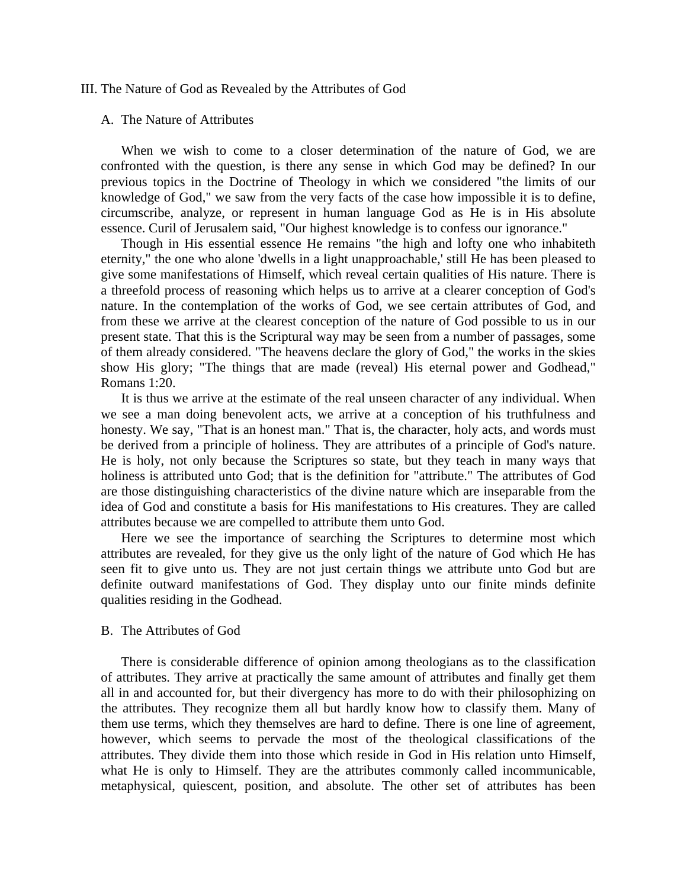III. The Nature of God as Revealed by the Attributes of God

A. The Nature of Attributes

When we wish to come to a closer determination of the nature of God, we are confronted with the question, is there any sense in which God may be defined? In our previous topics in the Doctrine of Theology in which we considered "the limits of our knowledge of God," we saw from the very facts of the case how impossible it is to define, circumscribe, analyze, or represent in human language God as He is in His absolute essence. Curil of Jerusalem said, "Our highest knowledge is to confess our ignorance."

Though in His essential essence He remains "the high and lofty one who inhabiteth eternity," the one who alone 'dwells in a light unapproachable,' still He has been pleased to give some manifestations of Himself, which reveal certain qualities of His nature. There is a threefold process of reasoning which helps us to arrive at a clearer conception of God's nature. In the contemplation of the works of God, we see certain attributes of God, and from these we arrive at the clearest conception of the nature of God possible to us in our present state. That this is the Scriptural way may be seen from a number of passages, some of them already considered. "The heavens declare the glory of God," the works in the skies show His glory; "The things that are made (reveal) His eternal power and Godhead," Romans 1:20.

It is thus we arrive at the estimate of the real unseen character of any individual. When we see a man doing benevolent acts, we arrive at a conception of his truthfulness and honesty. We say, "That is an honest man." That is, the character, holy acts, and words must be derived from a principle of holiness. They are attributes of a principle of God's nature. He is holy, not only because the Scriptures so state, but they teach in many ways that holiness is attributed unto God; that is the definition for "attribute." The attributes of God are those distinguishing characteristics of the divine nature which are inseparable from the idea of God and constitute a basis for His manifestations to His creatures. They are called attributes because we are compelled to attribute them unto God.

Here we see the importance of searching the Scriptures to determine most which attributes are revealed, for they give us the only light of the nature of God which He has seen fit to give unto us. They are not just certain things we attribute unto God but are definite outward manifestations of God. They display unto our finite minds definite qualities residing in the Godhead.

B. The Attributes of God

There is considerable difference of opinion among theologians as to the classification of attributes. They arrive at practically the same amount of attributes and finally get them all in and accounted for, but their divergency has more to do with their philosophizing on the attributes. They recognize them all but hardly know how to classify them. Many of them use terms, which they themselves are hard to define. There is one line of agreement, however, which seems to pervade the most of the theological classifications of the attributes. They divide them into those which reside in God in His relation unto Himself, what He is only to Himself. They are the attributes commonly called incommunicable, metaphysical, quiescent, position, and absolute. The other set of attributes has been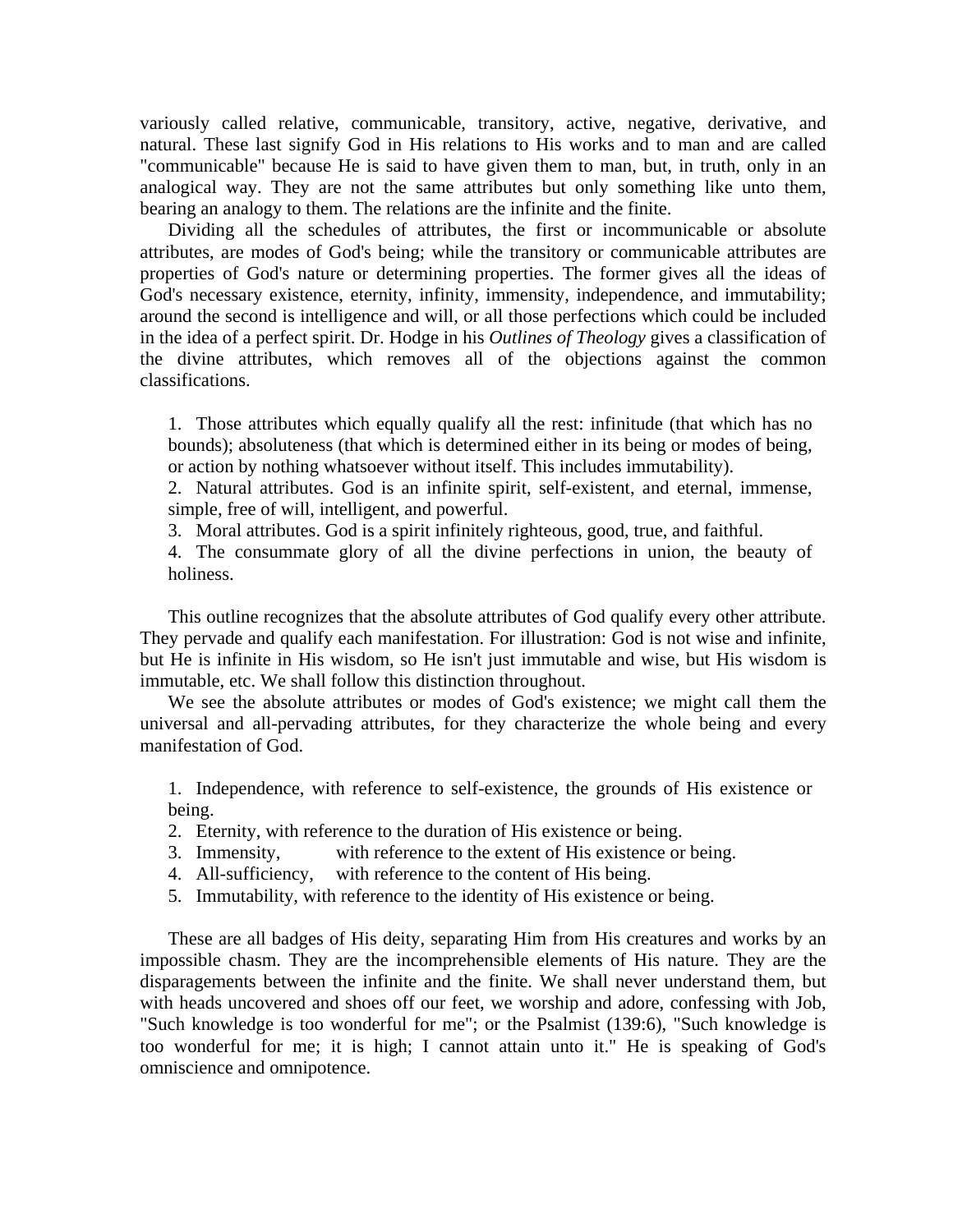variously called relative, communicable, transitory, active, negative, derivative, and natural. These last signify God in His relations to His works and to man and are called "communicable" because He is said to have given them to man, but, in truth, only in an analogical way. They are not the same attributes but only something like unto them, bearing an analogy to them. The relations are the infinite and the finite.

Dividing all the schedules of attributes, the first or incommunicable or absolute attributes, are modes of God's being; while the transitory or communicable attributes are properties of God's nature or determining properties. The former gives all the ideas of God's necessary existence, eternity, infinity, immensity, independence, and immutability; around the second is intelligence and will, or all those perfections which could be included in the idea of a perfect spirit. Dr. Hodge in his *Outlines of Theology* gives a classification of the divine attributes, which removes all of the objections against the common classifications.

1. Those attributes which equally qualify all the rest: infinitude (that which has no bounds); absoluteness (that which is determined either in its being or modes of being, or action by nothing whatsoever without itself. This includes immutability).
2. Natural attributes. God is an infinite spirit, self-existent, and eternal, immense, simple, free of will, intelligent, and powerful.
3. Moral attributes. God is a spirit infinitely righteous, good, true, and faithful.
4. The consummate glory of all the divine perfections in union, the beauty of holiness.

This outline recognizes that the absolute attributes of God qualify every other attribute. They pervade and qualify each manifestation. For illustration: God is not wise and infinite, but He is infinite in His wisdom, so He isn't just immutable and wise, but His wisdom is immutable, etc. We shall follow this distinction throughout.

We see the absolute attributes or modes of God's existence; we might call them the universal and all-pervading attributes, for they characterize the whole being and every manifestation of God.

1. Independence, with reference to self-existence, the grounds of His existence or being.
2. Eternity, with reference to the duration of His existence or being.
3. Immensity, with reference to the extent of His existence or being.
4. All-sufficiency, with reference to the content of His being.
5. Immutability, with reference to the identity of His existence or being.

These are all badges of His deity, separating Him from His creatures and works by an impossible chasm. They are the incomprehensible elements of His nature. They are the disparagements between the infinite and the finite. We shall never understand them, but with heads uncovered and shoes off our feet, we worship and adore, confessing with Job, "Such knowledge is too wonderful for me"; or the Psalmist (139:6), "Such knowledge is too wonderful for me; it is high; I cannot attain unto it." He is speaking of God's omniscience and omnipotence.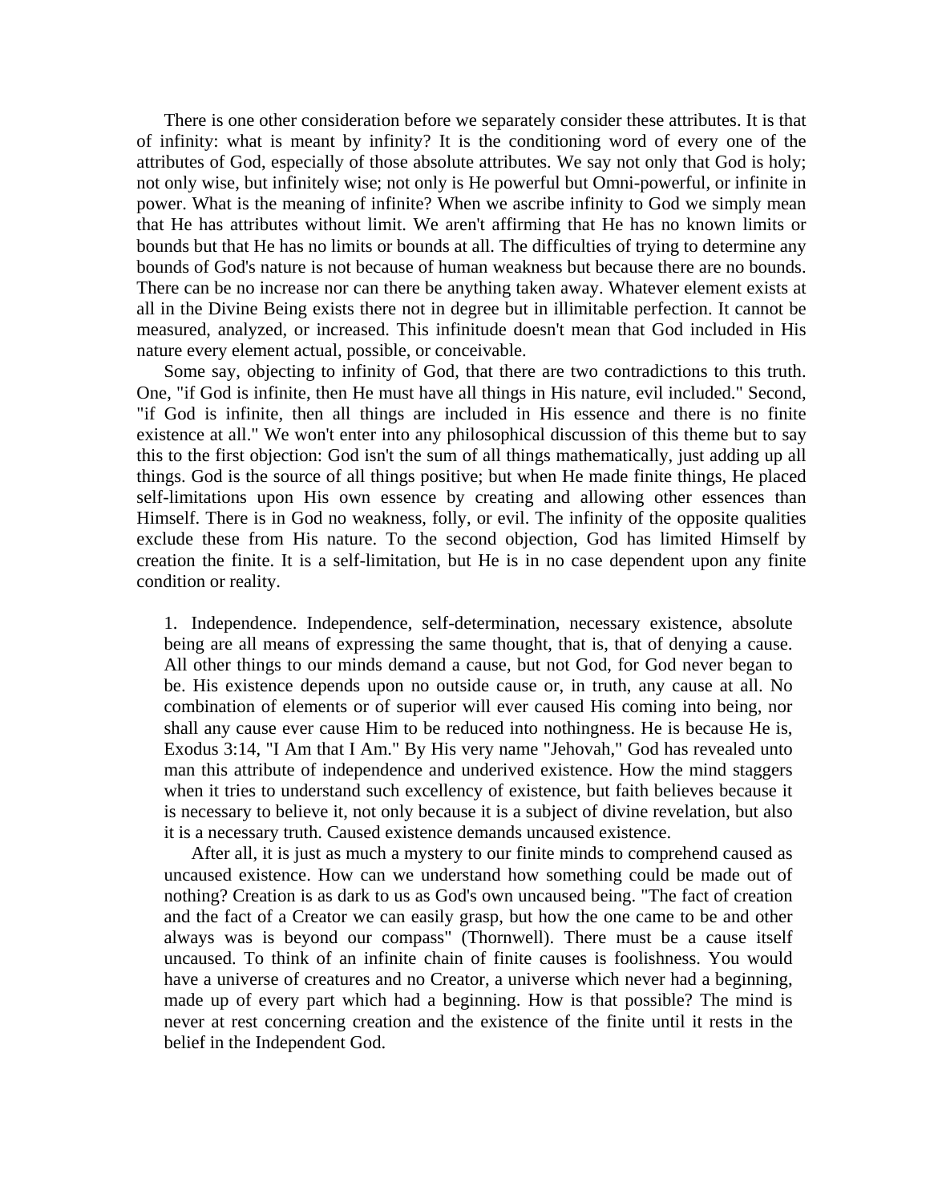There is one other consideration before we separately consider these attributes. It is that of infinity: what is meant by infinity? It is the conditioning word of every one of the attributes of God, especially of those absolute attributes. We say not only that God is holy; not only wise, but infinitely wise; not only is He powerful but Omni-powerful, or infinite in power. What is the meaning of infinite? When we ascribe infinity to God we simply mean that He has attributes without limit. We aren't affirming that He has no known limits or bounds but that He has no limits or bounds at all. The difficulties of trying to determine any bounds of God's nature is not because of human weakness but because there are no bounds. There can be no increase nor can there be anything taken away. Whatever element exists at all in the Divine Being exists there not in degree but in illimitable perfection. It cannot be measured, analyzed, or increased. This infinitude doesn't mean that God included in His nature every element actual, possible, or conceivable.

Some say, objecting to infinity of God, that there are two contradictions to this truth. One, "if God is infinite, then He must have all things in His nature, evil included." Second, "if God is infinite, then all things are included in His essence and there is no finite existence at all." We won't enter into any philosophical discussion of this theme but to say this to the first objection: God isn't the sum of all things mathematically, just adding up all things. God is the source of all things positive; but when He made finite things, He placed self-limitations upon His own essence by creating and allowing other essences than Himself. There is in God no weakness, folly, or evil. The infinity of the opposite qualities exclude these from His nature. To the second objection, God has limited Himself by creation the finite. It is a self-limitation, but He is in no case dependent upon any finite condition or reality.

1. Independence. Independence, self-determination, necessary existence, absolute being are all means of expressing the same thought, that is, that of denying a cause. All other things to our minds demand a cause, but not God, for God never began to be. His existence depends upon no outside cause or, in truth, any cause at all. No combination of elements or of superior will ever caused His coming into being, nor shall any cause ever cause Him to be reduced into nothingness. He is because He is, Exodus 3:14, "I Am that I Am." By His very name "Jehovah," God has revealed unto man this attribute of independence and underived existence. How the mind staggers when it tries to understand such excellency of existence, but faith believes because it is necessary to believe it, not only because it is a subject of divine revelation, but also it is a necessary truth. Caused existence demands uncaused existence.

After all, it is just as much a mystery to our finite minds to comprehend caused as uncaused existence. How can we understand how something could be made out of nothing? Creation is as dark to us as God's own uncaused being. "The fact of creation and the fact of a Creator we can easily grasp, but how the one came to be and other always was is beyond our compass" (Thornwell). There must be a cause itself uncaused. To think of an infinite chain of finite causes is foolishness. You would have a universe of creatures and no Creator, a universe which never had a beginning, made up of every part which had a beginning. How is that possible? The mind is never at rest concerning creation and the existence of the finite until it rests in the belief in the Independent God.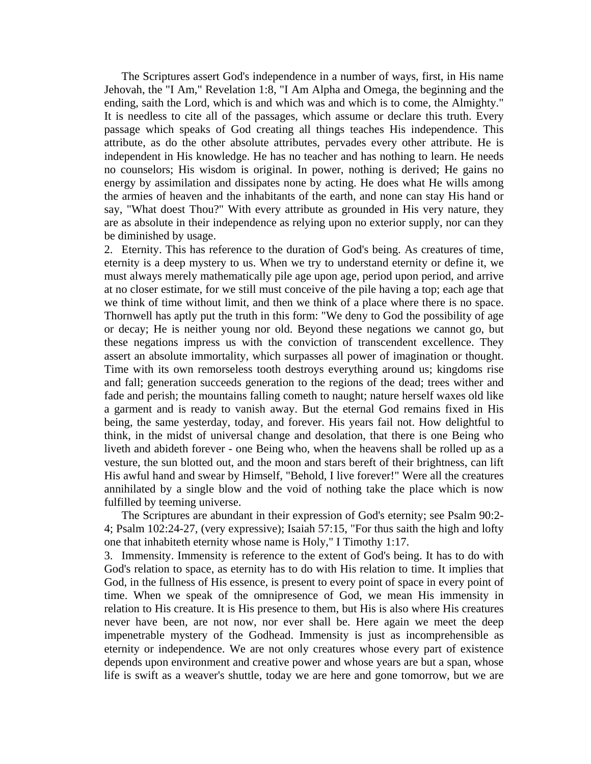The Scriptures assert God's independence in a number of ways, first, in His name Jehovah, the "I Am," Revelation 1:8, "I Am Alpha and Omega, the beginning and the ending, saith the Lord, which is and which was and which is to come, the Almighty." It is needless to cite all of the passages, which assume or declare this truth. Every passage which speaks of God creating all things teaches His independence. This attribute, as do the other absolute attributes, pervades every other attribute. He is independent in His knowledge. He has no teacher and has nothing to learn. He needs no counselors; His wisdom is original. In power, nothing is derived; He gains no energy by assimilation and dissipates none by acting. He does what He wills among the armies of heaven and the inhabitants of the earth, and none can stay His hand or say, "What doest Thou?" With every attribute as grounded in His very nature, they are as absolute in their independence as relying upon no exterior supply, nor can they be diminished by usage.

2. Eternity. This has reference to the duration of God's being. As creatures of time, eternity is a deep mystery to us. When we try to understand eternity or define it, we must always merely mathematically pile age upon age, period upon period, and arrive at no closer estimate, for we still must conceive of the pile having a top; each age that we think of time without limit, and then we think of a place where there is no space. Thornwell has aptly put the truth in this form: "We deny to God the possibility of age or decay; He is neither young nor old. Beyond these negations we cannot go, but these negations impress us with the conviction of transcendent excellence. They assert an absolute immortality, which surpasses all power of imagination or thought. Time with its own remorseless tooth destroys everything around us; kingdoms rise and fall; generation succeeds generation to the regions of the dead; trees wither and fade and perish; the mountains falling cometh to naught; nature herself waxes old like a garment and is ready to vanish away. But the eternal God remains fixed in His being, the same yesterday, today, and forever. His years fail not. How delightful to think, in the midst of universal change and desolation, that there is one Being who liveth and abideth forever - one Being who, when the heavens shall be rolled up as a vesture, the sun blotted out, and the moon and stars bereft of their brightness, can lift His awful hand and swear by Himself, "Behold, I live forever!" Were all the creatures annihilated by a single blow and the void of nothing take the place which is now fulfilled by teeming universe.

The Scriptures are abundant in their expression of God's eternity; see Psalm 90:2-4; Psalm 102:24-27, (very expressive); Isaiah 57:15, "For thus saith the high and lofty one that inhabiteth eternity whose name is Holy," I Timothy 1:17.

3. Immensity. Immensity is reference to the extent of God's being. It has to do with God's relation to space, as eternity has to do with His relation to time. It implies that God, in the fullness of His essence, is present to every point of space in every point of time. When we speak of the omnipresence of God, we mean His immensity in relation to His creature. It is His presence to them, but His is also where His creatures never have been, are not now, nor ever shall be. Here again we meet the deep impenetrable mystery of the Godhead. Immensity is just as incomprehensible as eternity or independence. We are not only creatures whose every part of existence depends upon environment and creative power and whose years are but a span, whose life is swift as a weaver's shuttle, today we are here and gone tomorrow, but we are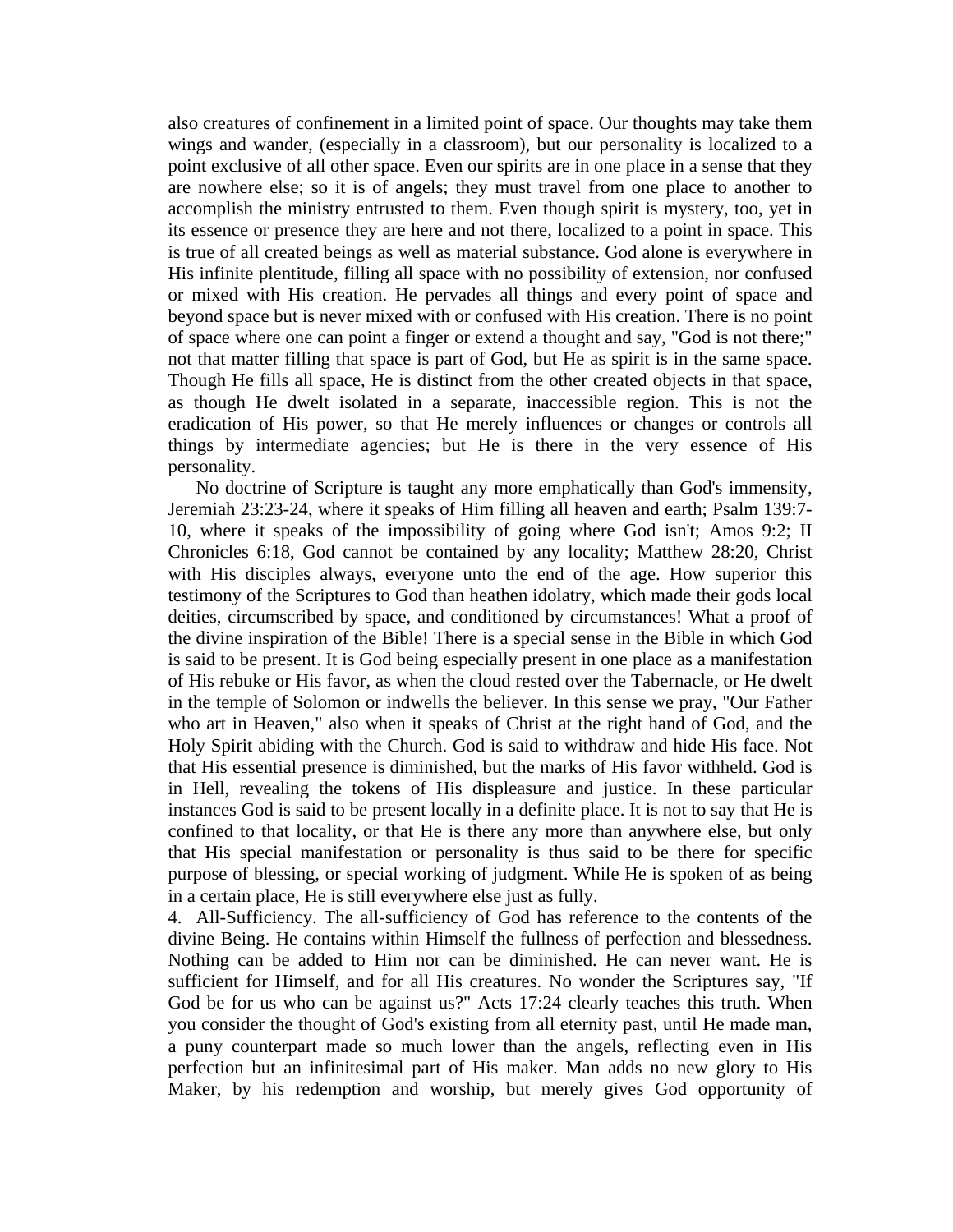also creatures of confinement in a limited point of space. Our thoughts may take them wings and wander, (especially in a classroom), but our personality is localized to a point exclusive of all other space. Even our spirits are in one place in a sense that they are nowhere else; so it is of angels; they must travel from one place to another to accomplish the ministry entrusted to them. Even though spirit is mystery, too, yet in its essence or presence they are here and not there, localized to a point in space. This is true of all created beings as well as material substance. God alone is everywhere in His infinite plentitude, filling all space with no possibility of extension, nor confused or mixed with His creation. He pervades all things and every point of space and beyond space but is never mixed with or confused with His creation. There is no point of space where one can point a finger or extend a thought and say, "God is not there;" not that matter filling that space is part of God, but He as spirit is in the same space. Though He fills all space, He is distinct from the other created objects in that space, as though He dwelt isolated in a separate, inaccessible region. This is not the eradication of His power, so that He merely influences or changes or controls all things by intermediate agencies; but He is there in the very essence of His personality.

No doctrine of Scripture is taught any more emphatically than God's immensity, Jeremiah 23:23-24, where it speaks of Him filling all heaven and earth; Psalm 139:7-10, where it speaks of the impossibility of going where God isn't; Amos 9:2; II Chronicles 6:18, God cannot be contained by any locality; Matthew 28:20, Christ with His disciples always, everyone unto the end of the age. How superior this testimony of the Scriptures to God than heathen idolatry, which made their gods local deities, circumscribed by space, and conditioned by circumstances! What a proof of the divine inspiration of the Bible! There is a special sense in the Bible in which God is said to be present. It is God being especially present in one place as a manifestation of His rebuke or His favor, as when the cloud rested over the Tabernacle, or He dwelt in the temple of Solomon or indwells the believer. In this sense we pray, "Our Father who art in Heaven," also when it speaks of Christ at the right hand of God, and the Holy Spirit abiding with the Church. God is said to withdraw and hide His face. Not that His essential presence is diminished, but the marks of His favor withheld. God is in Hell, revealing the tokens of His displeasure and justice. In these particular instances God is said to be present locally in a definite place. It is not to say that He is confined to that locality, or that He is there any more than anywhere else, but only that His special manifestation or personality is thus said to be there for specific purpose of blessing, or special working of judgment. While He is spoken of as being in a certain place, He is still everywhere else just as fully.

4. All-Sufficiency. The all-sufficiency of God has reference to the contents of the divine Being. He contains within Himself the fullness of perfection and blessedness. Nothing can be added to Him nor can be diminished. He can never want. He is sufficient for Himself, and for all His creatures. No wonder the Scriptures say, "If God be for us who can be against us?" Acts 17:24 clearly teaches this truth. When you consider the thought of God's existing from all eternity past, until He made man, a puny counterpart made so much lower than the angels, reflecting even in His perfection but an infinitesimal part of His maker. Man adds no new glory to His Maker, by his redemption and worship, but merely gives God opportunity of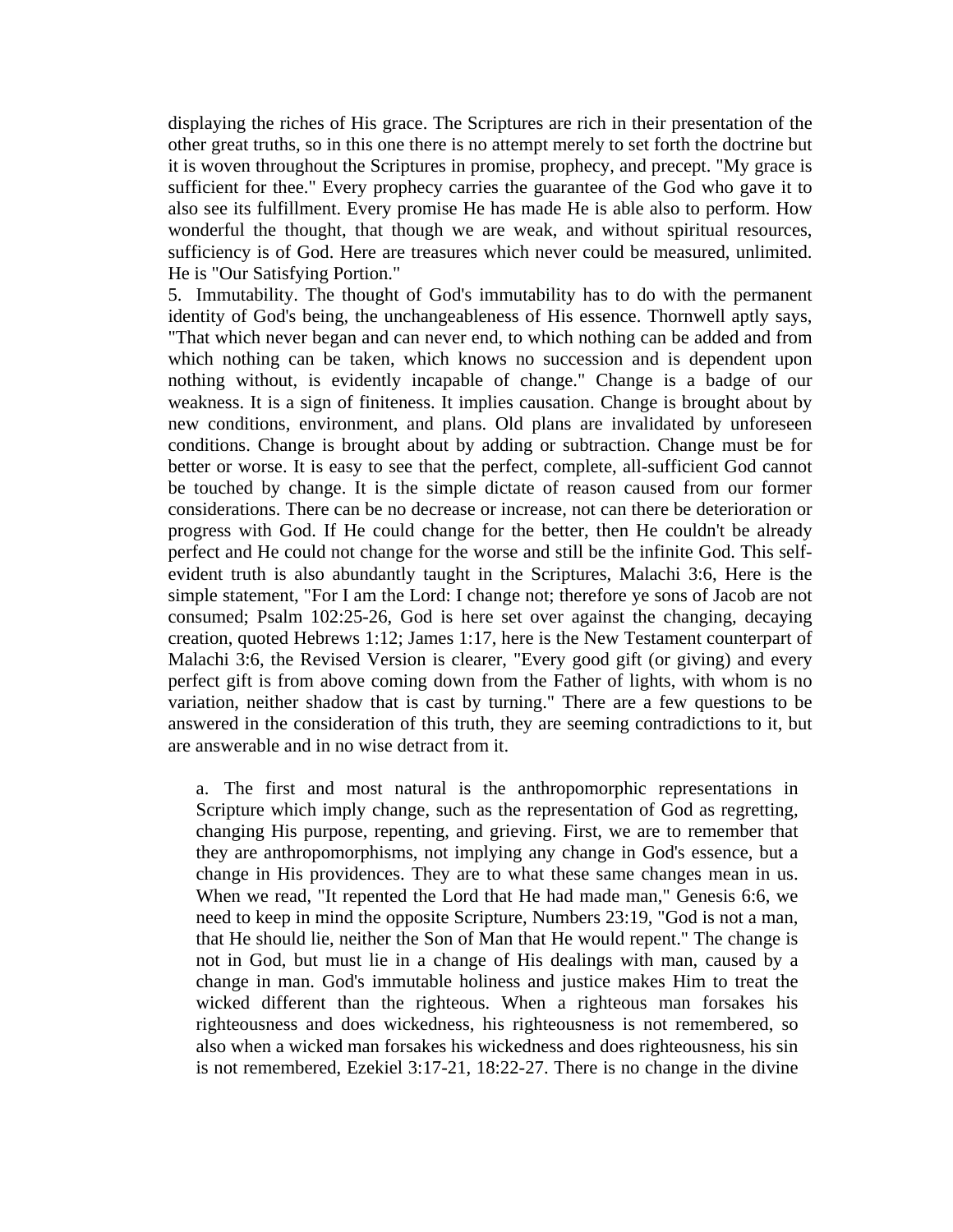displaying the riches of His grace. The Scriptures are rich in their presentation of the other great truths, so in this one there is no attempt merely to set forth the doctrine but it is woven throughout the Scriptures in promise, prophecy, and precept. "My grace is sufficient for thee." Every prophecy carries the guarantee of the God who gave it to also see its fulfillment. Every promise He has made He is able also to perform. How wonderful the thought, that though we are weak, and without spiritual resources, sufficiency is of God. Here are treasures which never could be measured, unlimited. He is "Our Satisfying Portion."

5. Immutability. The thought of God's immutability has to do with the permanent identity of God's being, the unchangeableness of His essence. Thornwell aptly says, "That which never began and can never end, to which nothing can be added and from which nothing can be taken, which knows no succession and is dependent upon nothing without, is evidently incapable of change." Change is a badge of our weakness. It is a sign of finiteness. It implies causation. Change is brought about by new conditions, environment, and plans. Old plans are invalidated by unforeseen conditions. Change is brought about by adding or subtraction. Change must be for better or worse. It is easy to see that the perfect, complete, all-sufficient God cannot be touched by change. It is the simple dictate of reason caused from our former considerations. There can be no decrease or increase, not can there be deterioration or progress with God. If He could change for the better, then He couldn't be already perfect and He could not change for the worse and still be the infinite God. This self-evident truth is also abundantly taught in the Scriptures, Malachi 3:6, Here is the simple statement, "For I am the Lord: I change not; therefore ye sons of Jacob are not consumed; Psalm 102:25-26, God is here set over against the changing, decaying creation, quoted Hebrews 1:12; James 1:17, here is the New Testament counterpart of Malachi 3:6, the Revised Version is clearer, "Every good gift (or giving) and every perfect gift is from above coming down from the Father of lights, with whom is no variation, neither shadow that is cast by turning." There are a few questions to be answered in the consideration of this truth, they are seeming contradictions to it, but are answerable and in no wise detract from it.

a. The first and most natural is the anthropomorphic representations in Scripture which imply change, such as the representation of God as regretting, changing His purpose, repenting, and grieving. First, we are to remember that they are anthropomorphisms, not implying any change in God's essence, but a change in His providences. They are to what these same changes mean in us. When we read, "It repented the Lord that He had made man," Genesis 6:6, we need to keep in mind the opposite Scripture, Numbers 23:19, "God is not a man, that He should lie, neither the Son of Man that He would repent." The change is not in God, but must lie in a change of His dealings with man, caused by a change in man. God's immutable holiness and justice makes Him to treat the wicked different than the righteous. When a righteous man forsakes his righteousness and does wickedness, his righteousness is not remembered, so also when a wicked man forsakes his wickedness and does righteousness, his sin is not remembered, Ezekiel 3:17-21, 18:22-27. There is no change in the divine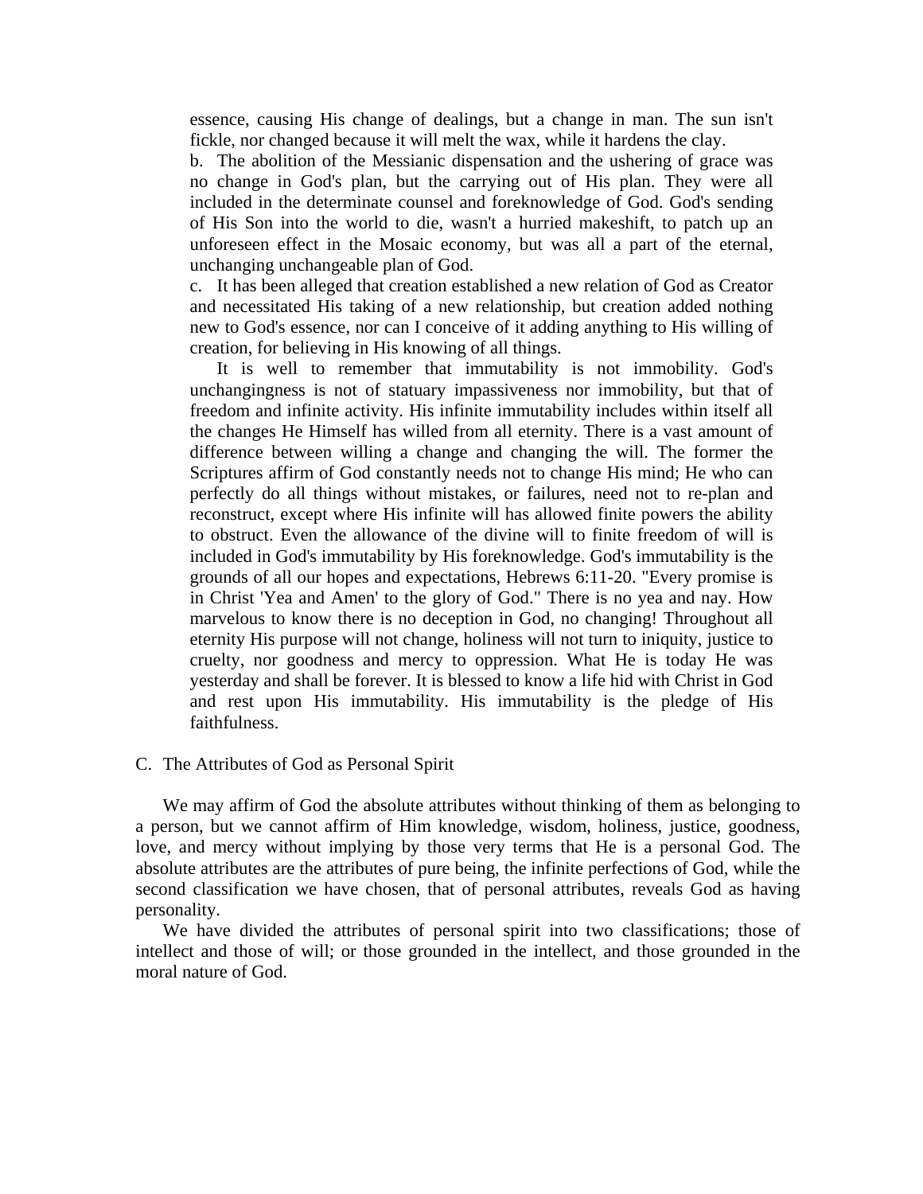essence, causing His change of dealings, but a change in man. The sun isn't fickle, nor changed because it will melt the wax, while it hardens the clay.

b. The abolition of the Messianic dispensation and the ushering of grace was no change in God's plan, but the carrying out of His plan. They were all included in the determinate counsel and foreknowledge of God. God's sending of His Son into the world to die, wasn't a hurried makeshift, to patch up an unforeseen effect in the Mosaic economy, but was all a part of the eternal, unchanging unchangeable plan of God.

c. It has been alleged that creation established a new relation of God as Creator and necessitated His taking of a new relationship, but creation added nothing new to God's essence, nor can I conceive of it adding anything to His willing of creation, for believing in His knowing of all things.

It is well to remember that immutability is not immobility. God's unchangingness is not of statuary impassiveness nor immobility, but that of freedom and infinite activity. His infinite immutability includes within itself all the changes He Himself has willed from all eternity. There is a vast amount of difference between willing a change and changing the will. The former the Scriptures affirm of God constantly needs not to change His mind; He who can perfectly do all things without mistakes, or failures, need not to re-plan and reconstruct, except where His infinite will has allowed finite powers the ability to obstruct. Even the allowance of the divine will to finite freedom of will is included in God's immutability by His foreknowledge. God's immutability is the grounds of all our hopes and expectations, Hebrews 6:11-20. "Every promise is in Christ 'Yea and Amen' to the glory of God." There is no yea and nay. How marvelous to know there is no deception in God, no changing! Throughout all eternity His purpose will not change, holiness will not turn to iniquity, justice to cruelty, nor goodness and mercy to oppression. What He is today He was yesterday and shall be forever. It is blessed to know a life hid with Christ in God and rest upon His immutability. His immutability is the pledge of His faithfulness.

## C. The Attributes of God as Personal Spirit

We may affirm of God the absolute attributes without thinking of them as belonging to a person, but we cannot affirm of Him knowledge, wisdom, holiness, justice, goodness, love, and mercy without implying by those very terms that He is a personal God. The absolute attributes are the attributes of pure being, the infinite perfections of God, while the second classification we have chosen, that of personal attributes, reveals God as having personality.

We have divided the attributes of personal spirit into two classifications; those of intellect and those of will; or those grounded in the intellect, and those grounded in the moral nature of God.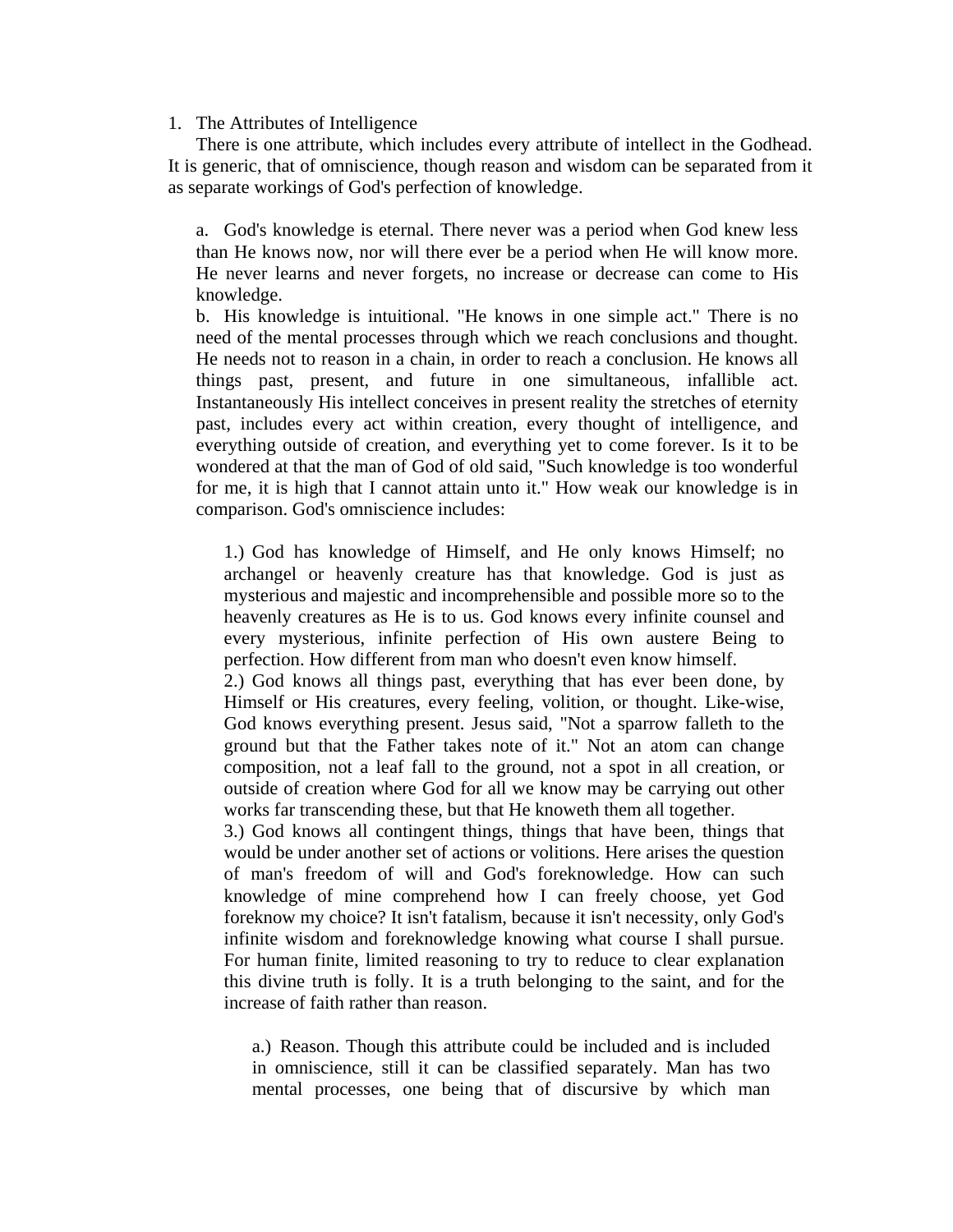1. The Attributes of Intelligence

There is one attribute, which includes every attribute of intellect in the Godhead. It is generic, that of omniscience, though reason and wisdom can be separated from it as separate workings of God's perfection of knowledge.

   a. God's knowledge is eternal. There never was a period when God knew less than He knows now, nor will there ever be a period when He will know more. He never learns and never forgets, no increase or decrease can come to His knowledge.

   b. His knowledge is intuitional. "He knows in one simple act." There is no need of the mental processes through which we reach conclusions and thought. He needs not to reason in a chain, in order to reach a conclusion. He knows all things past, present, and future in one simultaneous, infallible act. Instantaneously His intellect conceives in present reality the stretches of eternity past, includes every act within creation, every thought of intelligence, and everything outside of creation, and everything yet to come forever. Is it to be wondered at that the man of God of old said, "Such knowledge is too wonderful for me, it is high that I cannot attain unto it." How weak our knowledge is in comparison. God's omniscience includes:

      1.) God has knowledge of Himself, and He only knows Himself; no archangel or heavenly creature has that knowledge. God is just as mysterious and majestic and incomprehensible and possible more so to the heavenly creatures as He is to us. God knows every infinite counsel and every mysterious, infinite perfection of His own austere Being to perfection. How different from man who doesn't even know himself.

      2.) God knows all things past, everything that has ever been done, by Himself or His creatures, every feeling, volition, or thought. Like-wise, God knows everything present. Jesus said, "Not a sparrow falleth to the ground but that the Father takes note of it." Not an atom can change composition, not a leaf fall to the ground, not a spot in all creation, or outside of creation where God for all we know may be carrying out other works far transcending these, but that He knoweth them all together.

      3.) God knows all contingent things, things that have been, things that would be under another set of actions or volitions. Here arises the question of man's freedom of will and God's foreknowledge. How can such knowledge of mine comprehend how I can freely choose, yet God foreknow my choice? It isn't fatalism, because it isn't necessity, only God's infinite wisdom and foreknowledge knowing what course I shall pursue. For human finite, limited reasoning to try to reduce to clear explanation this divine truth is folly. It is a truth belonging to the saint, and for the increase of faith rather than reason.

         a.) Reason. Though this attribute could be included and is included in omniscience, still it can be classified separately. Man has two mental processes, one being that of discursive by which man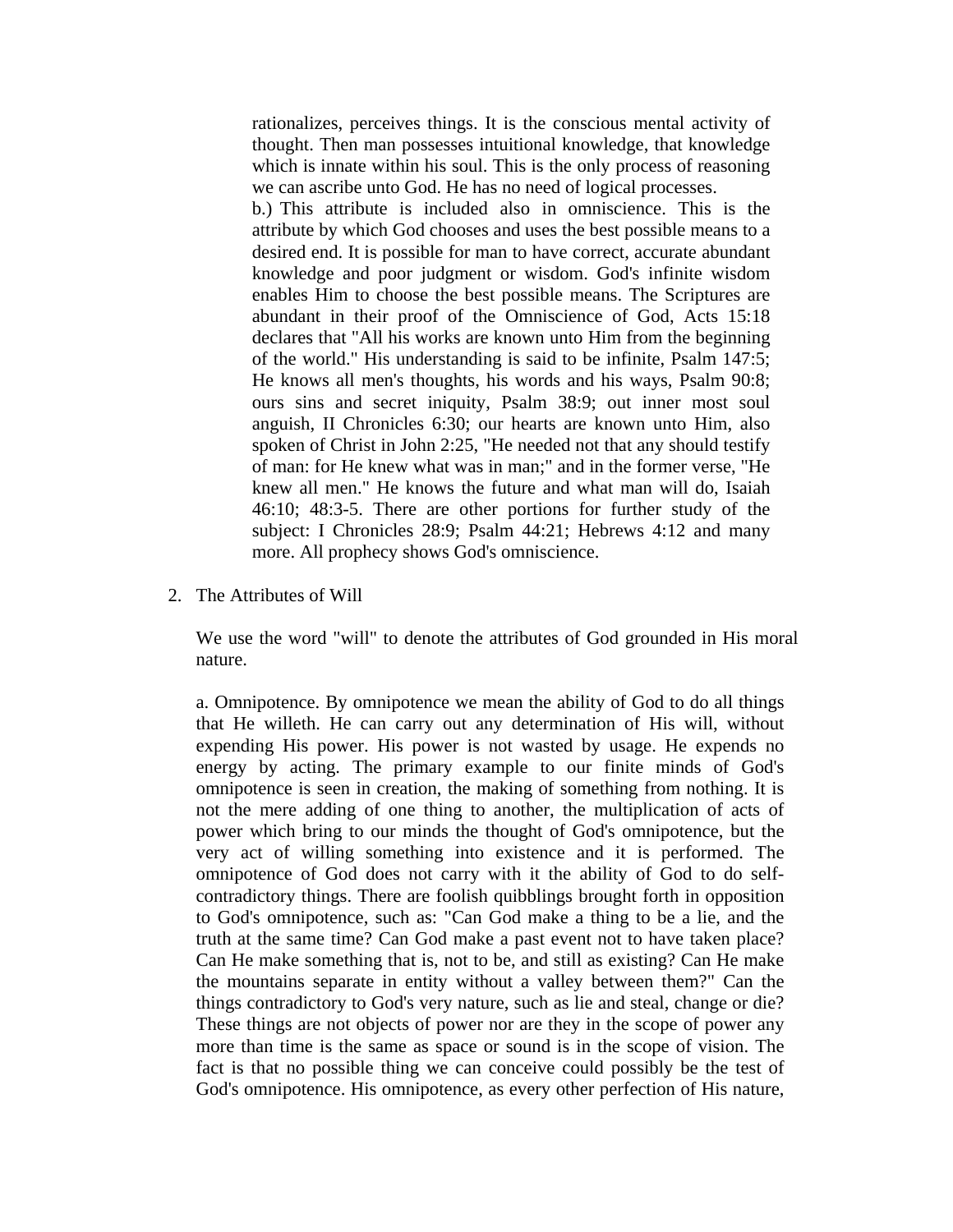rationalizes, perceives things. It is the conscious mental activity of thought. Then man possesses intuitional knowledge, that knowledge which is innate within his soul. This is the only process of reasoning we can ascribe unto God. He has no need of logical processes.

b.) This attribute is included also in omniscience. This is the attribute by which God chooses and uses the best possible means to a desired end. It is possible for man to have correct, accurate abundant knowledge and poor judgment or wisdom. God's infinite wisdom enables Him to choose the best possible means. The Scriptures are abundant in their proof of the Omniscience of God, Acts 15:18 declares that "All his works are known unto Him from the beginning of the world." His understanding is said to be infinite, Psalm 147:5; He knows all men's thoughts, his words and his ways, Psalm 90:8; ours sins and secret iniquity, Psalm 38:9; out inner most soul anguish, II Chronicles 6:30; our hearts are known unto Him, also spoken of Christ in John 2:25, "He needed not that any should testify of man: for He knew what was in man;" and in the former verse, "He knew all men." He knows the future and what man will do, Isaiah 46:10; 48:3-5. There are other portions for further study of the subject: I Chronicles 28:9; Psalm 44:21; Hebrews 4:12 and many more. All prophecy shows God's omniscience.

2. The Attributes of Will

We use the word "will" to denote the attributes of God grounded in His moral nature.

a. Omnipotence. By omnipotence we mean the ability of God to do all things that He willeth. He can carry out any determination of His will, without expending His power. His power is not wasted by usage. He expends no energy by acting. The primary example to our finite minds of God's omnipotence is seen in creation, the making of something from nothing. It is not the mere adding of one thing to another, the multiplication of acts of power which bring to our minds the thought of God's omnipotence, but the very act of willing something into existence and it is performed. The omnipotence of God does not carry with it the ability of God to do self-contradictory things. There are foolish quibblings brought forth in opposition to God's omnipotence, such as: "Can God make a thing to be a lie, and the truth at the same time? Can God make a past event not to have taken place? Can He make something that is, not to be, and still as existing? Can He make the mountains separate in entity without a valley between them?" Can the things contradictory to God's very nature, such as lie and steal, change or die? These things are not objects of power nor are they in the scope of power any more than time is the same as space or sound is in the scope of vision. The fact is that no possible thing we can conceive could possibly be the test of God's omnipotence. His omnipotence, as every other perfection of His nature,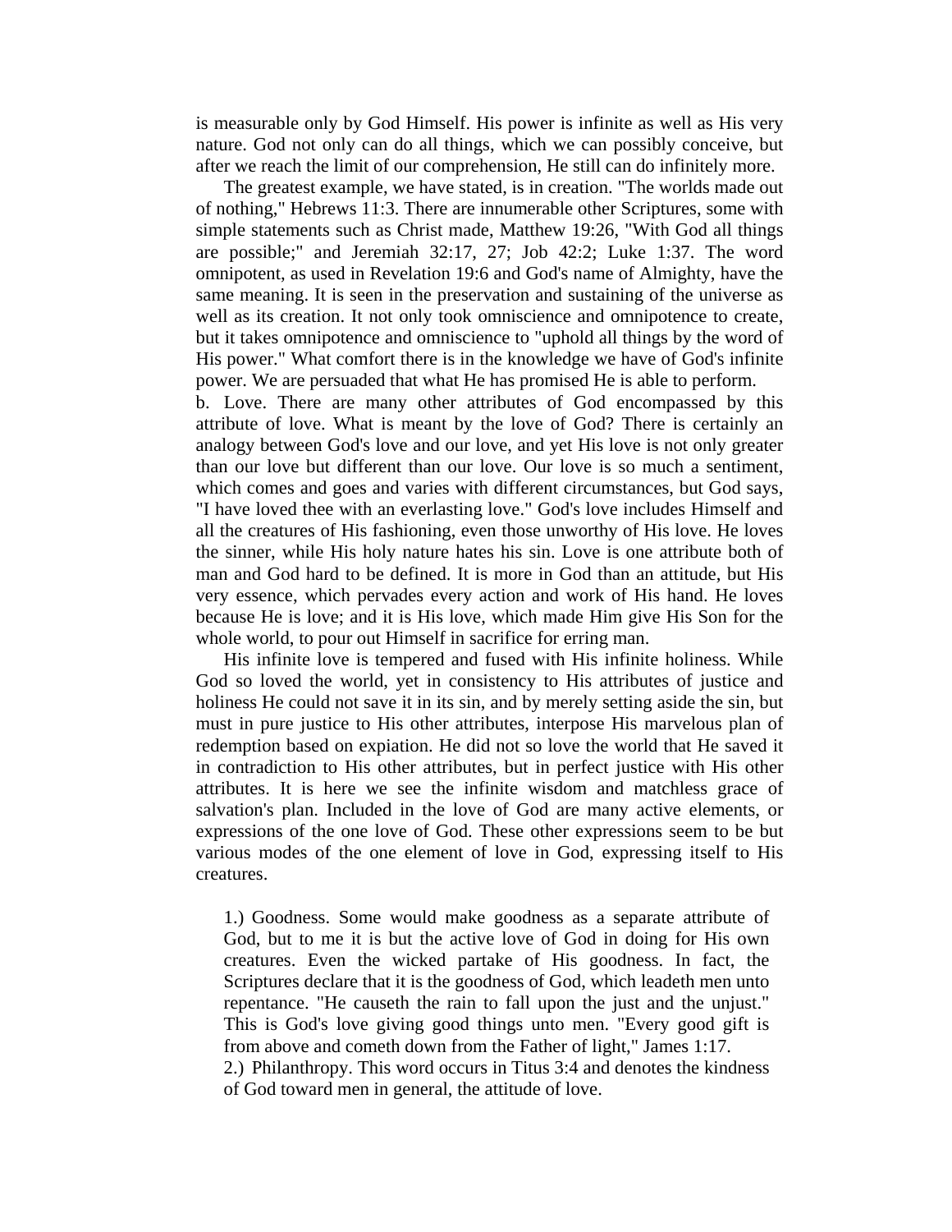is measurable only by God Himself. His power is infinite as well as His very nature. God not only can do all things, which we can possibly conceive, but after we reach the limit of our comprehension, He still can do infinitely more.

The greatest example, we have stated, is in creation. "The worlds made out of nothing," Hebrews 11:3. There are innumerable other Scriptures, some with simple statements such as Christ made, Matthew 19:26, "With God all things are possible;" and Jeremiah 32:17, 27; Job 42:2; Luke 1:37. The word omnipotent, as used in Revelation 19:6 and God's name of Almighty, have the same meaning. It is seen in the preservation and sustaining of the universe as well as its creation. It not only took omniscience and omnipotence to create, but it takes omnipotence and omniscience to "uphold all things by the word of His power." What comfort there is in the knowledge we have of God's infinite power. We are persuaded that what He has promised He is able to perform.

b. Love. There are many other attributes of God encompassed by this attribute of love. What is meant by the love of God? There is certainly an analogy between God's love and our love, and yet His love is not only greater than our love but different than our love. Our love is so much a sentiment, which comes and goes and varies with different circumstances, but God says, "I have loved thee with an everlasting love." God's love includes Himself and all the creatures of His fashioning, even those unworthy of His love. He loves the sinner, while His holy nature hates his sin. Love is one attribute both of man and God hard to be defined. It is more in God than an attitude, but His very essence, which pervades every action and work of His hand. He loves because He is love; and it is His love, which made Him give His Son for the whole world, to pour out Himself in sacrifice for erring man.

His infinite love is tempered and fused with His infinite holiness. While God so loved the world, yet in consistency to His attributes of justice and holiness He could not save it in its sin, and by merely setting aside the sin, but must in pure justice to His other attributes, interpose His marvelous plan of redemption based on expiation. He did not so love the world that He saved it in contradiction to His other attributes, but in perfect justice with His other attributes. It is here we see the infinite wisdom and matchless grace of salvation's plan. Included in the love of God are many active elements, or expressions of the one love of God. These other expressions seem to be but various modes of the one element of love in God, expressing itself to His creatures.

> 1.) Goodness. Some would make goodness as a separate attribute of God, but to me it is but the active love of God in doing for His own creatures. Even the wicked partake of His goodness. In fact, the Scriptures declare that it is the goodness of God, which leadeth men unto repentance. "He causeth the rain to fall upon the just and the unjust." This is God's love giving good things unto men. "Every good gift is from above and cometh down from the Father of light," James 1:17.
>
> 2.) Philanthropy. This word occurs in Titus 3:4 and denotes the kindness of God toward men in general, the attitude of love.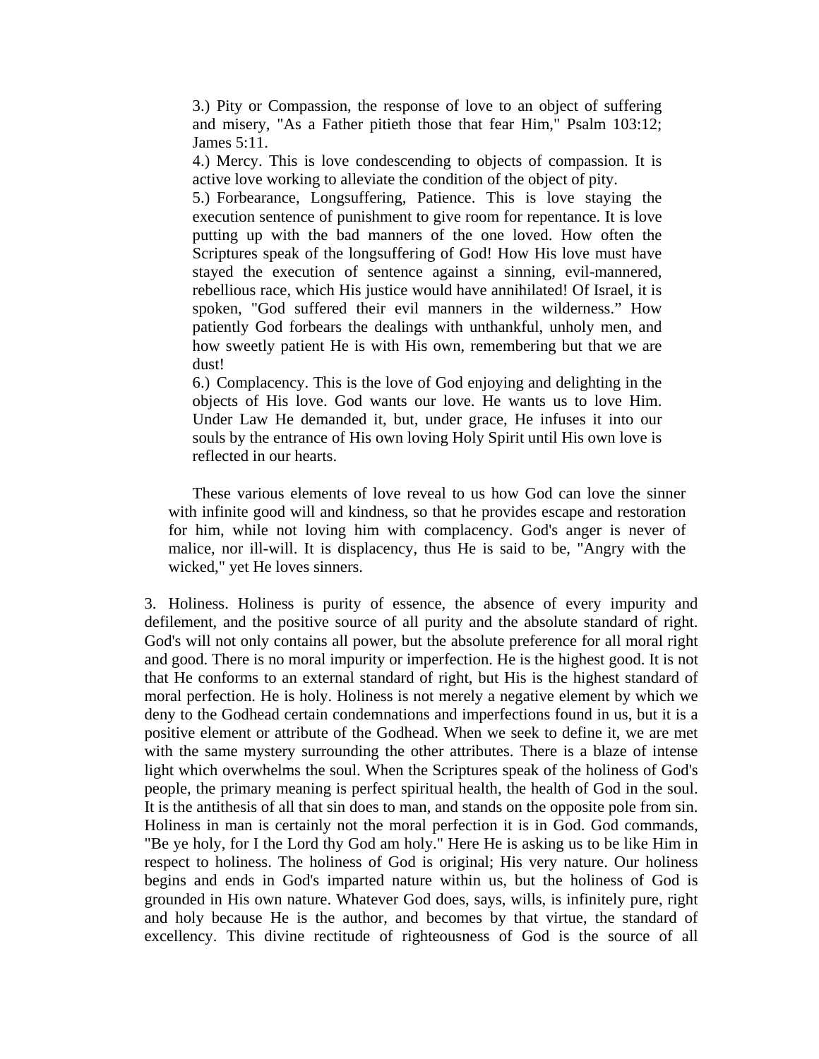3.) Pity or Compassion, the response of love to an object of suffering and misery, "As a Father pitieth those that fear Him," Psalm 103:12; James 5:11.

4.) Mercy. This is love condescending to objects of compassion. It is active love working to alleviate the condition of the object of pity.

5.) Forbearance, Longsuffering, Patience. This is love staying the execution sentence of punishment to give room for repentance. It is love putting up with the bad manners of the one loved. How often the Scriptures speak of the longsuffering of God! How His love must have stayed the execution of sentence against a sinning, evil-mannered, rebellious race, which His justice would have annihilated! Of Israel, it is spoken, "God suffered their evil manners in the wilderness." How patiently God forbears the dealings with unthankful, unholy men, and how sweetly patient He is with His own, remembering but that we are dust!

6.) Complacency. This is the love of God enjoying and delighting in the objects of His love. God wants our love. He wants us to love Him. Under Law He demanded it, but, under grace, He infuses it into our souls by the entrance of His own loving Holy Spirit until His own love is reflected in our hearts.

These various elements of love reveal to us how God can love the sinner with infinite good will and kindness, so that he provides escape and restoration for him, while not loving him with complacency. God's anger is never of malice, nor ill-will. It is displacency, thus He is said to be, "Angry with the wicked," yet He loves sinners.

3. Holiness. Holiness is purity of essence, the absence of every impurity and defilement, and the positive source of all purity and the absolute standard of right. God's will not only contains all power, but the absolute preference for all moral right and good. There is no moral impurity or imperfection. He is the highest good. It is not that He conforms to an external standard of right, but His is the highest standard of moral perfection. He is holy. Holiness is not merely a negative element by which we deny to the Godhead certain condemnations and imperfections found in us, but it is a positive element or attribute of the Godhead. When we seek to define it, we are met with the same mystery surrounding the other attributes. There is a blaze of intense light which overwhelms the soul. When the Scriptures speak of the holiness of God's people, the primary meaning is perfect spiritual health, the health of God in the soul. It is the antithesis of all that sin does to man, and stands on the opposite pole from sin. Holiness in man is certainly not the moral perfection it is in God. God commands, "Be ye holy, for I the Lord thy God am holy." Here He is asking us to be like Him in respect to holiness. The holiness of God is original; His very nature. Our holiness begins and ends in God's imparted nature within us, but the holiness of God is grounded in His own nature. Whatever God does, says, wills, is infinitely pure, right and holy because He is the author, and becomes by that virtue, the standard of excellency. This divine rectitude of righteousness of God is the source of all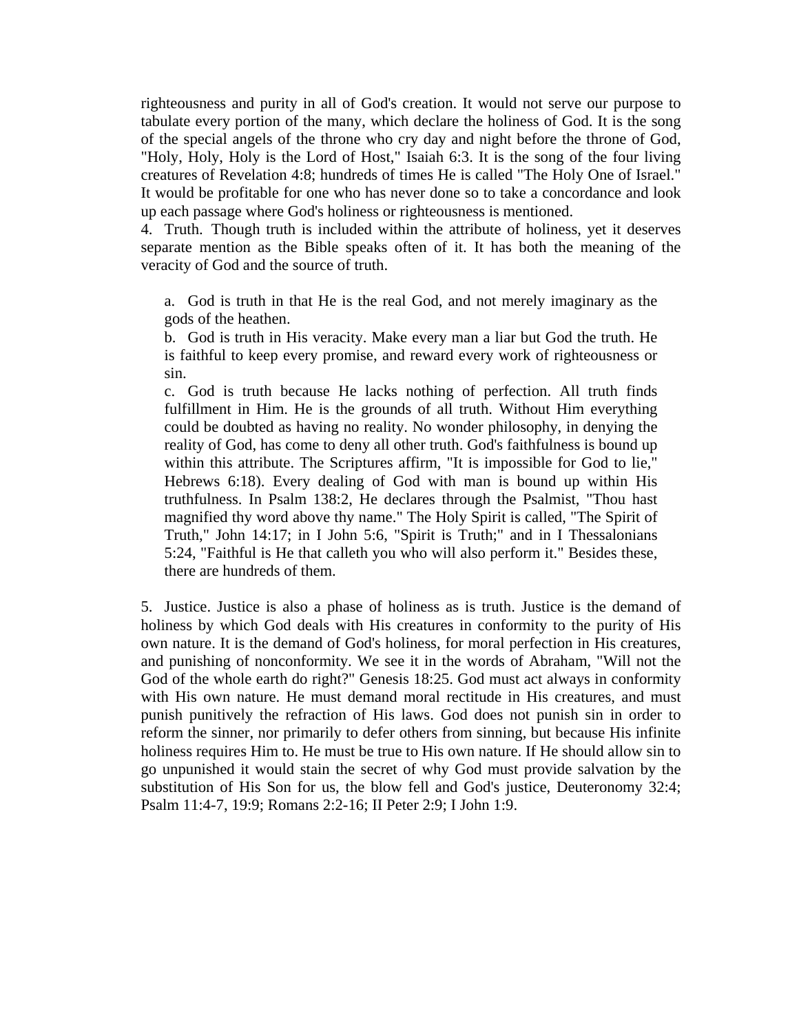righteousness and purity in all of God's creation. It would not serve our purpose to tabulate every portion of the many, which declare the holiness of God. It is the song of the special angels of the throne who cry day and night before the throne of God, "Holy, Holy, Holy is the Lord of Host," Isaiah 6:3. It is the song of the four living creatures of Revelation 4:8; hundreds of times He is called "The Holy One of Israel." It would be profitable for one who has never done so to take a concordance and look up each passage where God's holiness or righteousness is mentioned.

4. Truth. Though truth is included within the attribute of holiness, yet it deserves separate mention as the Bible speaks often of it. It has both the meaning of the veracity of God and the source of truth.

> a. God is truth in that He is the real God, and not merely imaginary as the gods of the heathen.
>
> b. God is truth in His veracity. Make every man a liar but God the truth. He is faithful to keep every promise, and reward every work of righteousness or sin.
>
> c. God is truth because He lacks nothing of perfection. All truth finds fulfillment in Him. He is the grounds of all truth. Without Him everything could be doubted as having no reality. No wonder philosophy, in denying the reality of God, has come to deny all other truth. God's faithfulness is bound up within this attribute. The Scriptures affirm, "It is impossible for God to lie," Hebrews 6:18). Every dealing of God with man is bound up within His truthfulness. In Psalm 138:2, He declares through the Psalmist, "Thou hast magnified thy word above thy name." The Holy Spirit is called, "The Spirit of Truth," John 14:17; in I John 5:6, "Spirit is Truth;" and in I Thessalonians 5:24, "Faithful is He that calleth you who will also perform it." Besides these, there are hundreds of them.

5. Justice. Justice is also a phase of holiness as is truth. Justice is the demand of holiness by which God deals with His creatures in conformity to the purity of His own nature. It is the demand of God's holiness, for moral perfection in His creatures, and punishing of nonconformity. We see it in the words of Abraham, "Will not the God of the whole earth do right?" Genesis 18:25. God must act always in conformity with His own nature. He must demand moral rectitude in His creatures, and must punish punitively the refraction of His laws. God does not punish sin in order to reform the sinner, nor primarily to defer others from sinning, but because His infinite holiness requires Him to. He must be true to His own nature. If He should allow sin to go unpunished it would stain the secret of why God must provide salvation by the substitution of His Son for us, the blow fell and God's justice, Deuteronomy 32:4; Psalm 11:4-7, 19:9; Romans 2:2-16; II Peter 2:9; I John 1:9.